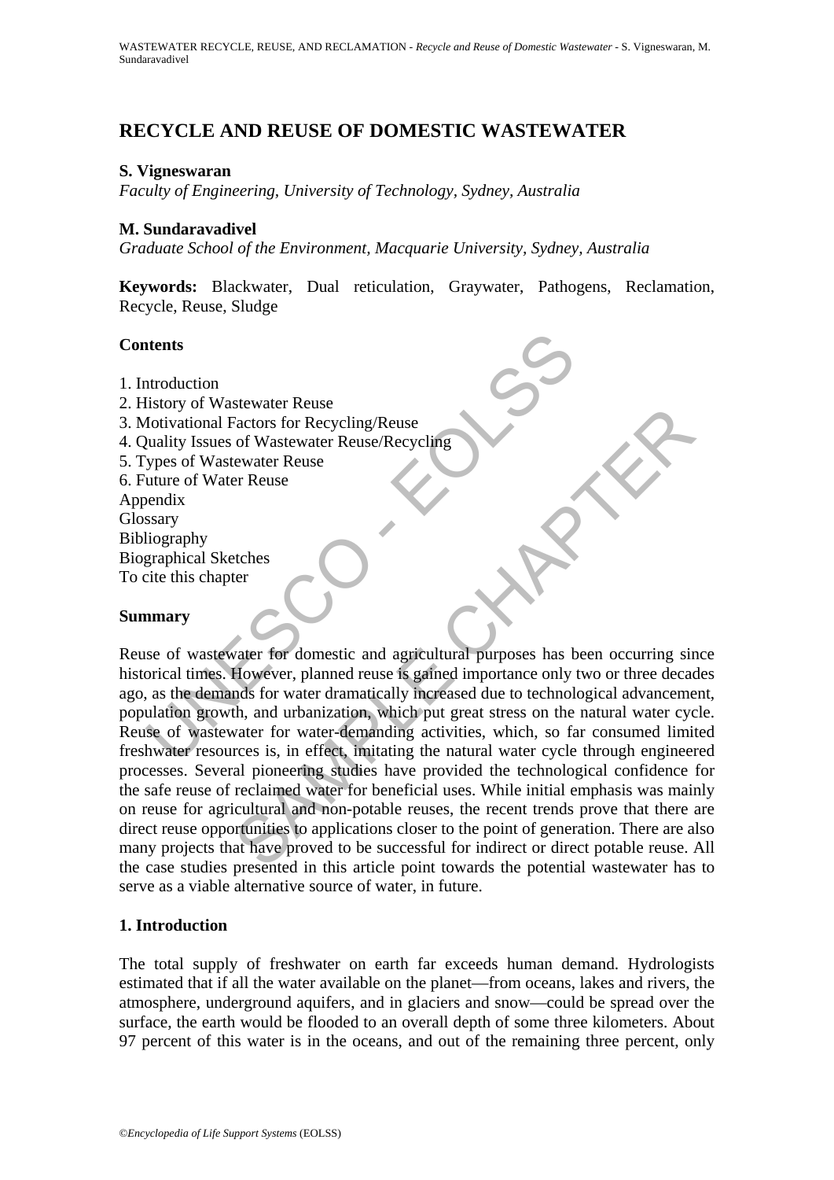# RECYCLE AND REUSE OF DOMESTIC WASTEWATER

**S. Vigneswaran**
*Faculty of Engineering, University of Technology, Sydney, Australia*

**M. Sundaravadivel**
*Graduate School of the Environment, Macquarie University, Sydney, Australia*

**Keywords:** Blackwater, Dual reticulation, Graywater, Pathogens, Reclamation, Recycle, Reuse, Sludge

## Contents

1. Introduction
2. History of Wastewater Reuse
3. Motivational Factors for Recycling/Reuse
4. Quality Issues of Wastewater Reuse/Recycling
5. Types of Wastewater Reuse
6. Future of Water Reuse

Appendix
Glossary
Bibliography
Biographical Sketches
To cite this chapter

## Summary

Reuse of wastewater for domestic and agricultural purposes has been occurring since historical times. However, planned reuse is gained importance only two or three decades ago, as the demands for water dramatically increased due to technological advancement, population growth, and urbanization, which put great stress on the natural water cycle. Reuse of wastewater for water-demanding activities, which, so far consumed limited freshwater resources is, in effect, imitating the natural water cycle through engineered processes. Several pioneering studies have provided the technological confidence for the safe reuse of reclaimed water for beneficial uses. While initial emphasis was mainly on reuse for agricultural and non-potable reuses, the recent trends prove that there are direct reuse opportunities to applications closer to the point of generation. There are also many projects that have proved to be successful for indirect or direct potable reuse. All the case studies presented in this article point towards the potential wastewater has to serve as a viable alternative source of water, in future.

## 1. Introduction

The total supply of freshwater on earth far exceeds human demand. Hydrologists estimated that if all the water available on the planet—from oceans, lakes and rivers, the atmosphere, underground aquifers, and in glaciers and snow—could be spread over the surface, the earth would be flooded to an overall depth of some three kilometers. About 97 percent of this water is in the oceans, and out of the remaining three percent, only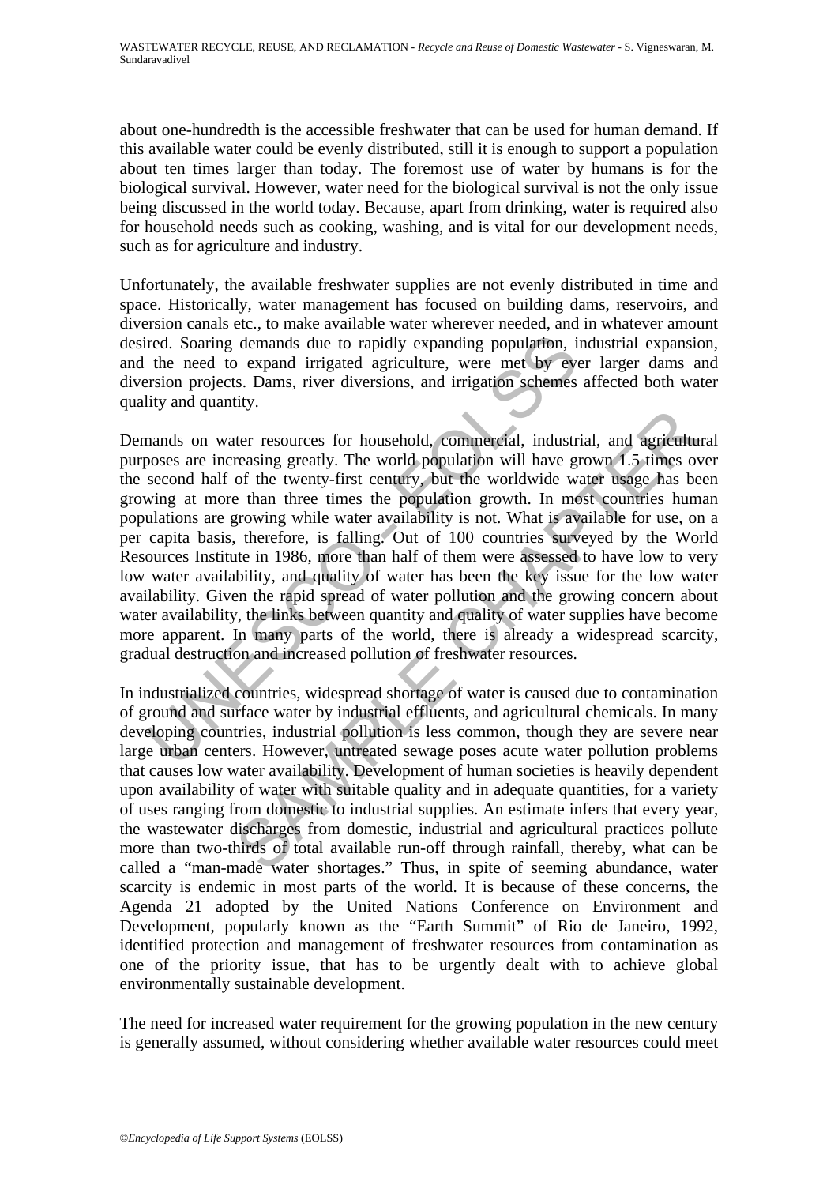about one-hundredth is the accessible freshwater that can be used for human demand. If this available water could be evenly distributed, still it is enough to support a population about ten times larger than today. The foremost use of water by humans is for the biological survival. However, water need for the biological survival is not the only issue being discussed in the world today. Because, apart from drinking, water is required also for household needs such as cooking, washing, and is vital for our development needs, such as for agriculture and industry.

Unfortunately, the available freshwater supplies are not evenly distributed in time and space. Historically, water management has focused on building dams, reservoirs, and diversion canals etc., to make available water wherever needed, and in whatever amount desired. Soaring demands due to rapidly expanding population, industrial expansion, and the need to expand irrigated agriculture, were met by ever larger dams and diversion projects. Dams, river diversions, and irrigation schemes affected both water quality and quantity.

Demands on water resources for household, commercial, industrial, and agricultural purposes are increasing greatly. The world population will have grown 1.5 times over the second half of the twenty-first century, but the worldwide water usage has been growing at more than three times the population growth. In most countries human populations are growing while water availability is not. What is available for use, on a per capita basis, therefore, is falling. Out of 100 countries surveyed by the World Resources Institute in 1986, more than half of them were assessed to have low to very low water availability, and quality of water has been the key issue for the low water availability. Given the rapid spread of water pollution and the growing concern about water availability, the links between quantity and quality of water supplies have become more apparent. In many parts of the world, there is already a widespread scarcity, gradual destruction and increased pollution of freshwater resources.

In industrialized countries, widespread shortage of water is caused due to contamination of ground and surface water by industrial effluents, and agricultural chemicals. In many developing countries, industrial pollution is less common, though they are severe near large urban centers. However, untreated sewage poses acute water pollution problems that causes low water availability. Development of human societies is heavily dependent upon availability of water with suitable quality and in adequate quantities, for a variety of uses ranging from domestic to industrial supplies. An estimate infers that every year, the wastewater discharges from domestic, industrial and agricultural practices pollute more than two-thirds of total available run-off through rainfall, thereby, what can be called a "man-made water shortages." Thus, in spite of seeming abundance, water scarcity is endemic in most parts of the world. It is because of these concerns, the Agenda 21 adopted by the United Nations Conference on Environment and Development, popularly known as the "Earth Summit" of Rio de Janeiro, 1992, identified protection and management of freshwater resources from contamination as one of the priority issue, that has to be urgently dealt with to achieve global environmentally sustainable development.

The need for increased water requirement for the growing population in the new century is generally assumed, without considering whether available water resources could meet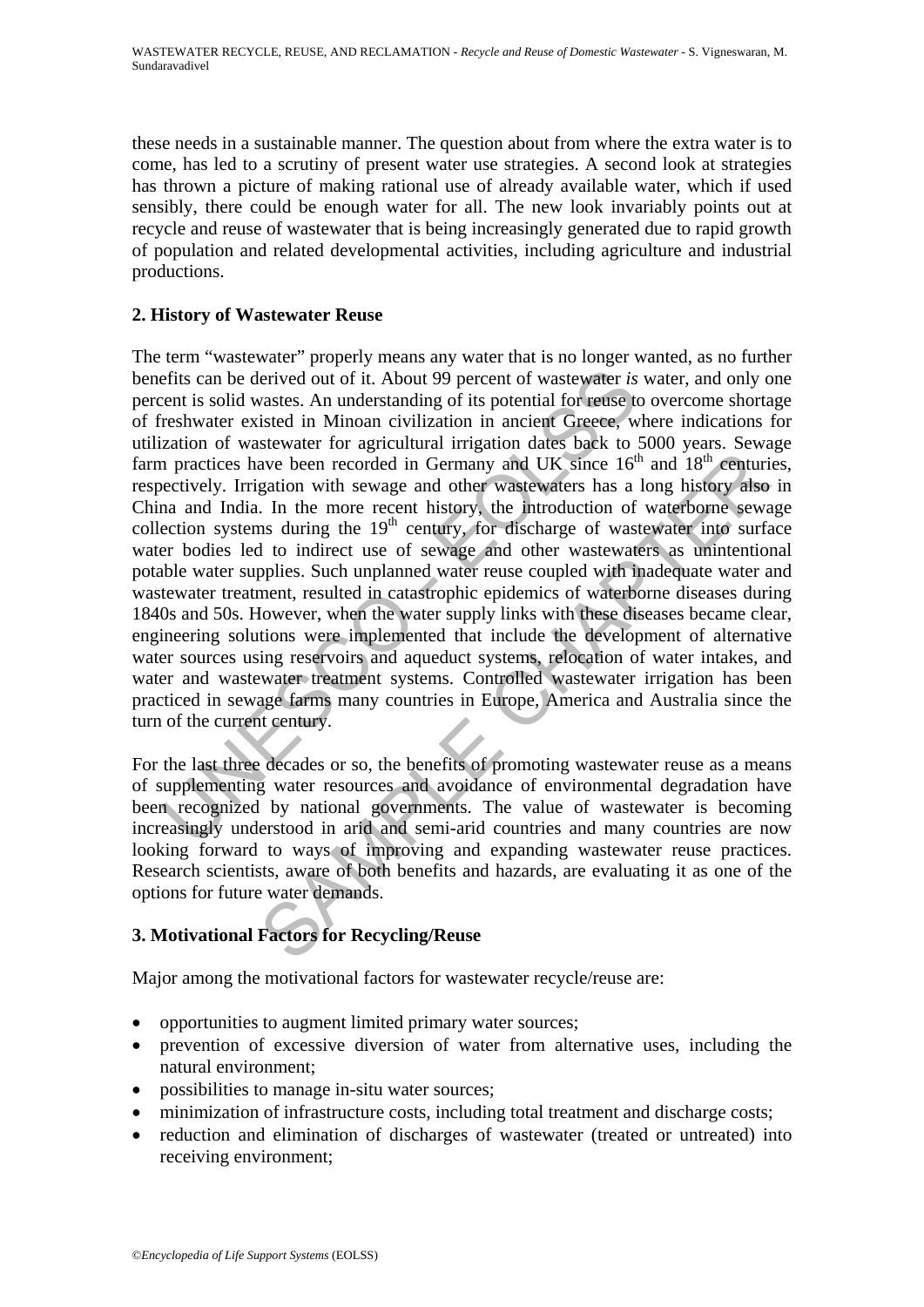these needs in a sustainable manner. The question about from where the extra water is to come, has led to a scrutiny of present water use strategies. A second look at strategies has thrown a picture of making rational use of already available water, which if used sensibly, there could be enough water for all. The new look invariably points out at recycle and reuse of wastewater that is being increasingly generated due to rapid growth of population and related developmental activities, including agriculture and industrial productions.

## 2. History of Wastewater Reuse

The term "wastewater" properly means any water that is no longer wanted, as no further benefits can be derived out of it. About 99 percent of wastewater *is* water, and only one percent is solid wastes. An understanding of its potential for reuse to overcome shortage of freshwater existed in Minoan civilization in ancient Greece, where indications for utilization of wastewater for agricultural irrigation dates back to 5000 years. Sewage farm practices have been recorded in Germany and UK since 16th and 18th centuries, respectively. Irrigation with sewage and other wastewaters has a long history also in China and India. In the more recent history, the introduction of waterborne sewage collection systems during the 19th century, for discharge of wastewater into surface water bodies led to indirect use of sewage and other wastewaters as unintentional potable water supplies. Such unplanned water reuse coupled with inadequate water and wastewater treatment, resulted in catastrophic epidemics of waterborne diseases during 1840s and 50s. However, when the water supply links with these diseases became clear, engineering solutions were implemented that include the development of alternative water sources using reservoirs and aqueduct systems, relocation of water intakes, and water and wastewater treatment systems. Controlled wastewater irrigation has been practiced in sewage farms many countries in Europe, America and Australia since the turn of the current century.

For the last three decades or so, the benefits of promoting wastewater reuse as a means of supplementing water resources and avoidance of environmental degradation have been recognized by national governments. The value of wastewater is becoming increasingly understood in arid and semi-arid countries and many countries are now looking forward to ways of improving and expanding wastewater reuse practices. Research scientists, aware of both benefits and hazards, are evaluating it as one of the options for future water demands.

## 3. Motivational Factors for Recycling/Reuse

Major among the motivational factors for wastewater recycle/reuse are:

- opportunities to augment limited primary water sources;
- prevention of excessive diversion of water from alternative uses, including the natural environment;
- possibilities to manage in-situ water sources;
- minimization of infrastructure costs, including total treatment and discharge costs;
- reduction and elimination of discharges of wastewater (treated or untreated) into receiving environment;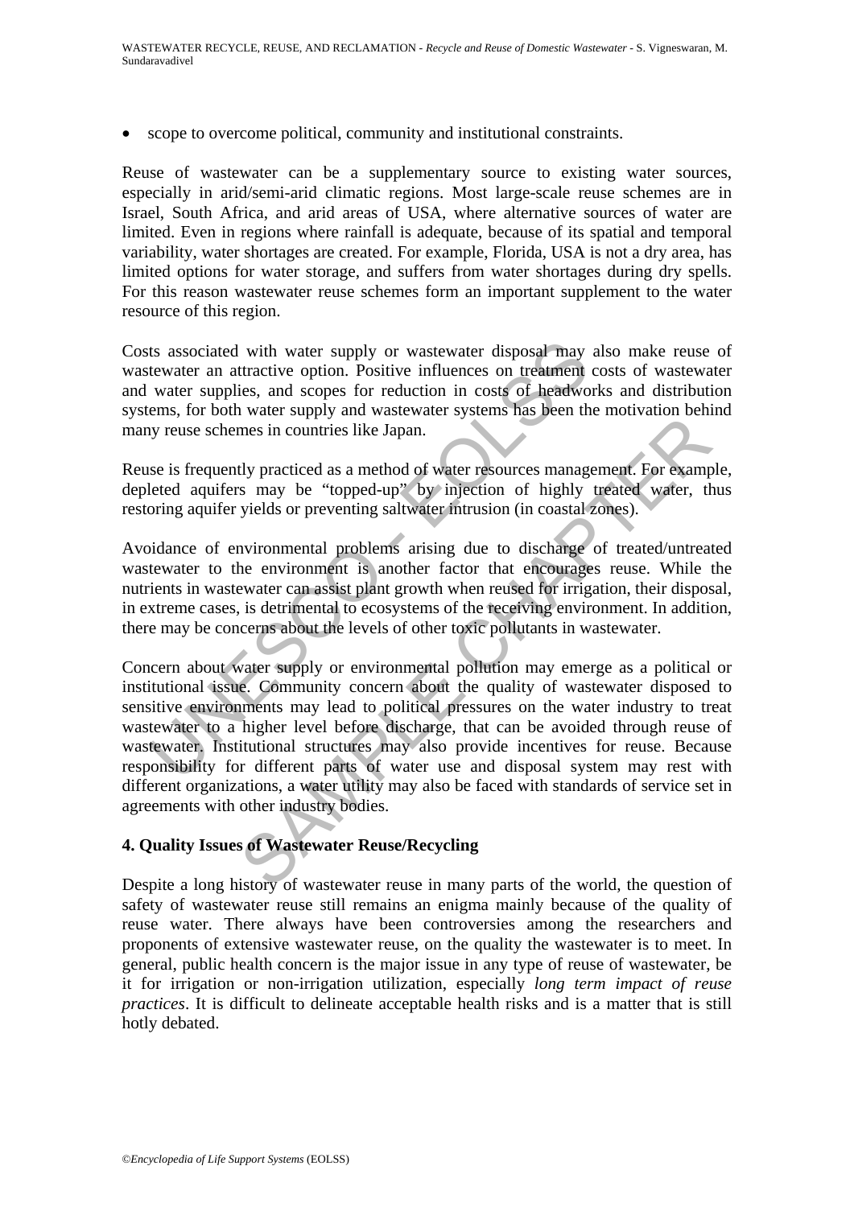- scope to overcome political, community and institutional constraints.

Reuse of wastewater can be a supplementary source to existing water sources, especially in arid/semi-arid climatic regions. Most large-scale reuse schemes are in Israel, South Africa, and arid areas of USA, where alternative sources of water are limited. Even in regions where rainfall is adequate, because of its spatial and temporal variability, water shortages are created. For example, Florida, USA is not a dry area, has limited options for water storage, and suffers from water shortages during dry spells. For this reason wastewater reuse schemes form an important supplement to the water resource of this region.

Costs associated with water supply or wastewater disposal may also make reuse of wastewater an attractive option. Positive influences on treatment costs of wastewater and water supplies, and scopes for reduction in costs of headworks and distribution systems, for both water supply and wastewater systems has been the motivation behind many reuse schemes in countries like Japan.

Reuse is frequently practiced as a method of water resources management. For example, depleted aquifers may be "topped-up" by injection of highly treated water, thus restoring aquifer yields or preventing saltwater intrusion (in coastal zones).

Avoidance of environmental problems arising due to discharge of treated/untreated wastewater to the environment is another factor that encourages reuse. While the nutrients in wastewater can assist plant growth when reused for irrigation, their disposal, in extreme cases, is detrimental to ecosystems of the receiving environment. In addition, there may be concerns about the levels of other toxic pollutants in wastewater.

Concern about water supply or environmental pollution may emerge as a political or institutional issue. Community concern about the quality of wastewater disposed to sensitive environments may lead to political pressures on the water industry to treat wastewater to a higher level before discharge, that can be avoided through reuse of wastewater. Institutional structures may also provide incentives for reuse. Because responsibility for different parts of water use and disposal system may rest with different organizations, a water utility may also be faced with standards of service set in agreements with other industry bodies.

## 4. Quality Issues of Wastewater Reuse/Recycling

Despite a long history of wastewater reuse in many parts of the world, the question of safety of wastewater reuse still remains an enigma mainly because of the quality of reuse water. There always have been controversies among the researchers and proponents of extensive wastewater reuse, on the quality the wastewater is to meet. In general, public health concern is the major issue in any type of reuse of wastewater, be it for irrigation or non-irrigation utilization, especially *long term impact of reuse practices*. It is difficult to delineate acceptable health risks and is a matter that is still hotly debated.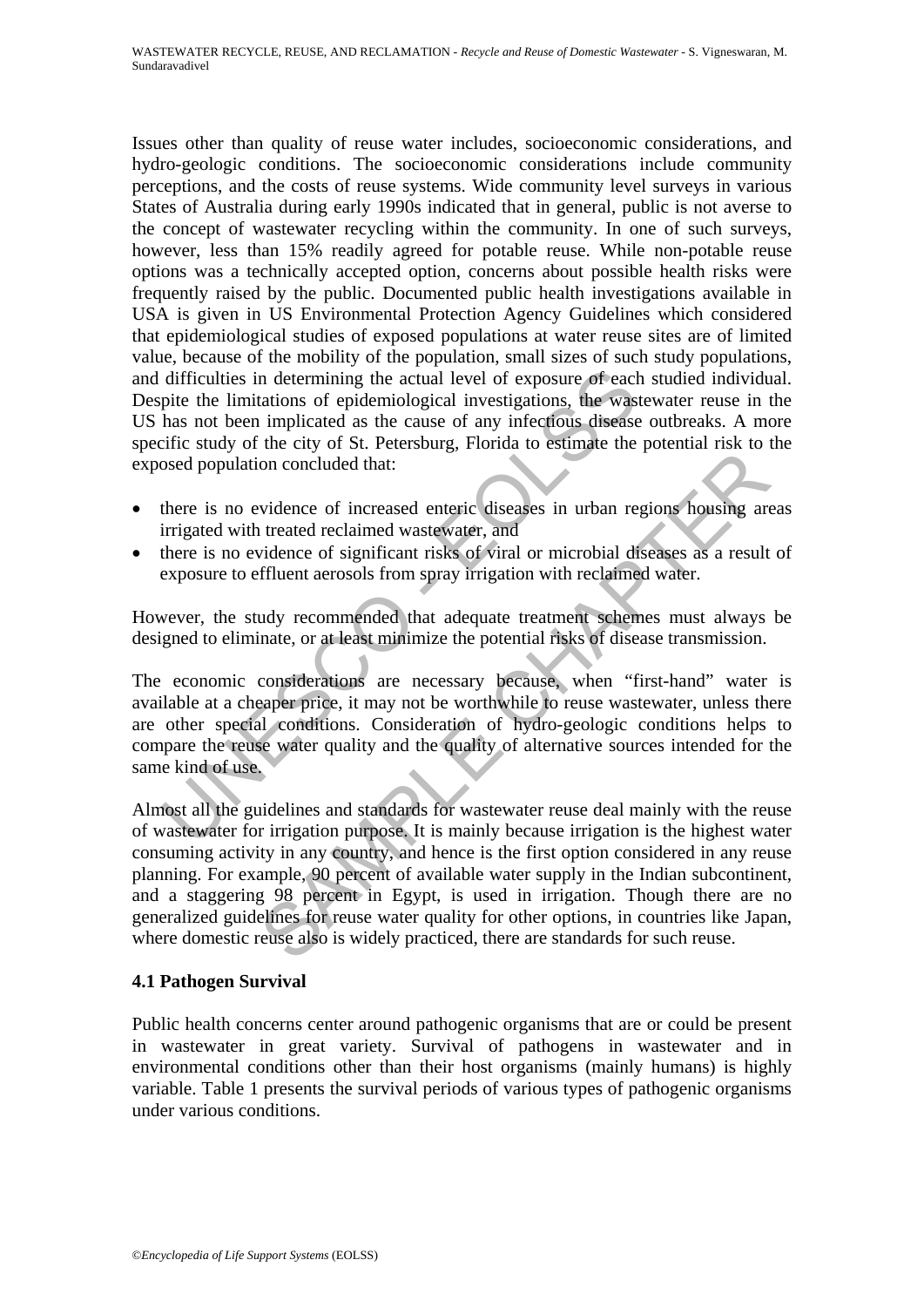Issues other than quality of reuse water includes, socioeconomic considerations, and hydro-geologic conditions. The socioeconomic considerations include community perceptions, and the costs of reuse systems. Wide community level surveys in various States of Australia during early 1990s indicated that in general, public is not averse to the concept of wastewater recycling within the community. In one of such surveys, however, less than 15% readily agreed for potable reuse. While non-potable reuse options was a technically accepted option, concerns about possible health risks were frequently raised by the public. Documented public health investigations available in USA is given in US Environmental Protection Agency Guidelines which considered that epidemiological studies of exposed populations at water reuse sites are of limited value, because of the mobility of the population, small sizes of such study populations, and difficulties in determining the actual level of exposure of each studied individual. Despite the limitations of epidemiological investigations, the wastewater reuse in the US has not been implicated as the cause of any infectious disease outbreaks. A more specific study of the city of St. Petersburg, Florida to estimate the potential risk to the exposed population concluded that:

- there is no evidence of increased enteric diseases in urban regions housing areas irrigated with treated reclaimed wastewater, and
- there is no evidence of significant risks of viral or microbial diseases as a result of exposure to effluent aerosols from spray irrigation with reclaimed water.

However, the study recommended that adequate treatment schemes must always be designed to eliminate, or at least minimize the potential risks of disease transmission.

The economic considerations are necessary because, when "first-hand" water is available at a cheaper price, it may not be worthwhile to reuse wastewater, unless there are other special conditions. Consideration of hydro-geologic conditions helps to compare the reuse water quality and the quality of alternative sources intended for the same kind of use.

Almost all the guidelines and standards for wastewater reuse deal mainly with the reuse of wastewater for irrigation purpose. It is mainly because irrigation is the highest water consuming activity in any country, and hence is the first option considered in any reuse planning. For example, 90 percent of available water supply in the Indian subcontinent, and a staggering 98 percent in Egypt, is used in irrigation. Though there are no generalized guidelines for reuse water quality for other options, in countries like Japan, where domestic reuse also is widely practiced, there are standards for such reuse.

### 4.1 Pathogen Survival

Public health concerns center around pathogenic organisms that are or could be present in wastewater in great variety. Survival of pathogens in wastewater and in environmental conditions other than their host organisms (mainly humans) is highly variable. Table 1 presents the survival periods of various types of pathogenic organisms under various conditions.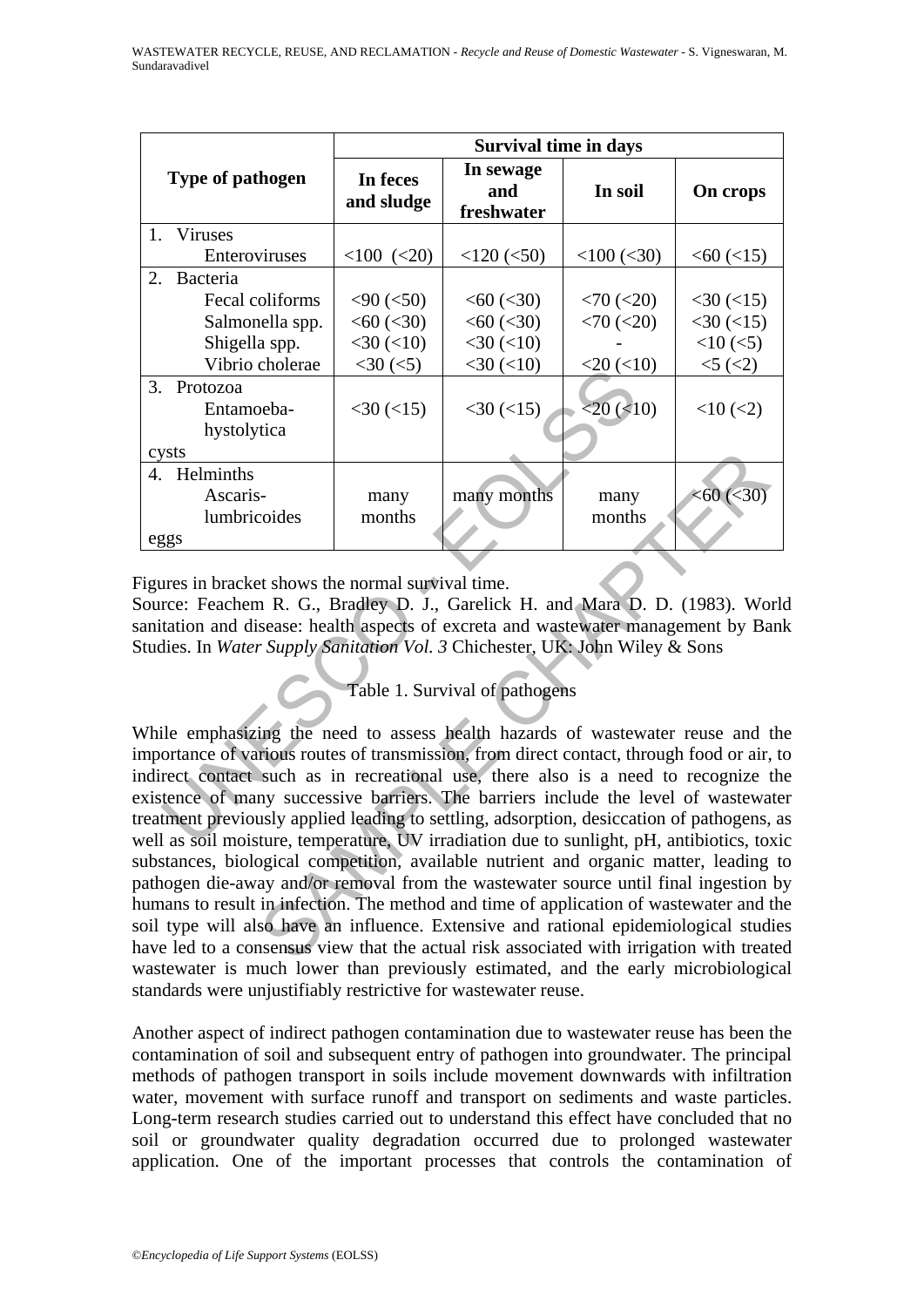| Type of pathogen | Survival time in days | | | |
|---|---|---|---|---|
| | In feces and sludge | In sewage and freshwater | In soil | On crops |
| 1. Viruses | | | | |
| Enteroviruses | <100 (<20) | <120 (<50) | <100 (<30) | <60 (<15) |
| 2. Bacteria | | | | |
| Fecal coliforms | <90 (<50) | <60 (<30) | <70 (<20) | <30 (<15) |
| Salmonella spp. | <60 (<30) | <60 (<30) | <70 (<20) | <30 (<15) |
| Shigella spp. | <30 (<10) | <30 (<10) | - | <10 (<5) |
| Vibrio cholerae | <30 (<5) | <30 (<10) | <20 (<10) | <5 (<2) |
| 3. Protozoa Entamoeba-hystolytica cysts | <30 (<15) | <30 (<15) | <20 (<10) | <10 (<2) |
| 4. Helminths Ascaris-lumbricoides eggs | many months | many months | many months | <60 (<30) |

Figures in bracket shows the normal survival time.

Source: Feachem R. G., Bradley D. J., Garelick H. and Mara D. D. (1983). World sanitation and disease: health aspects of excreta and wastewater management by Bank Studies. In *Water Supply Sanitation Vol. 3* Chichester, UK: John Wiley & Sons

Table 1. Survival of pathogens

While emphasizing the need to assess health hazards of wastewater reuse and the importance of various routes of transmission, from direct contact, through food or air, to indirect contact such as in recreational use, there also is a need to recognize the existence of many successive barriers. The barriers include the level of wastewater treatment previously applied leading to settling, adsorption, desiccation of pathogens, as well as soil moisture, temperature, UV irradiation due to sunlight, pH, antibiotics, toxic substances, biological competition, available nutrient and organic matter, leading to pathogen die-away and/or removal from the wastewater source until final ingestion by humans to result in infection. The method and time of application of wastewater and the soil type will also have an influence. Extensive and rational epidemiological studies have led to a consensus view that the actual risk associated with irrigation with treated wastewater is much lower than previously estimated, and the early microbiological standards were unjustifiably restrictive for wastewater reuse.

Another aspect of indirect pathogen contamination due to wastewater reuse has been the contamination of soil and subsequent entry of pathogen into groundwater. The principal methods of pathogen transport in soils include movement downwards with infiltration water, movement with surface runoff and transport on sediments and waste particles. Long-term research studies carried out to understand this effect have concluded that no soil or groundwater quality degradation occurred due to prolonged wastewater application. One of the important processes that controls the contamination of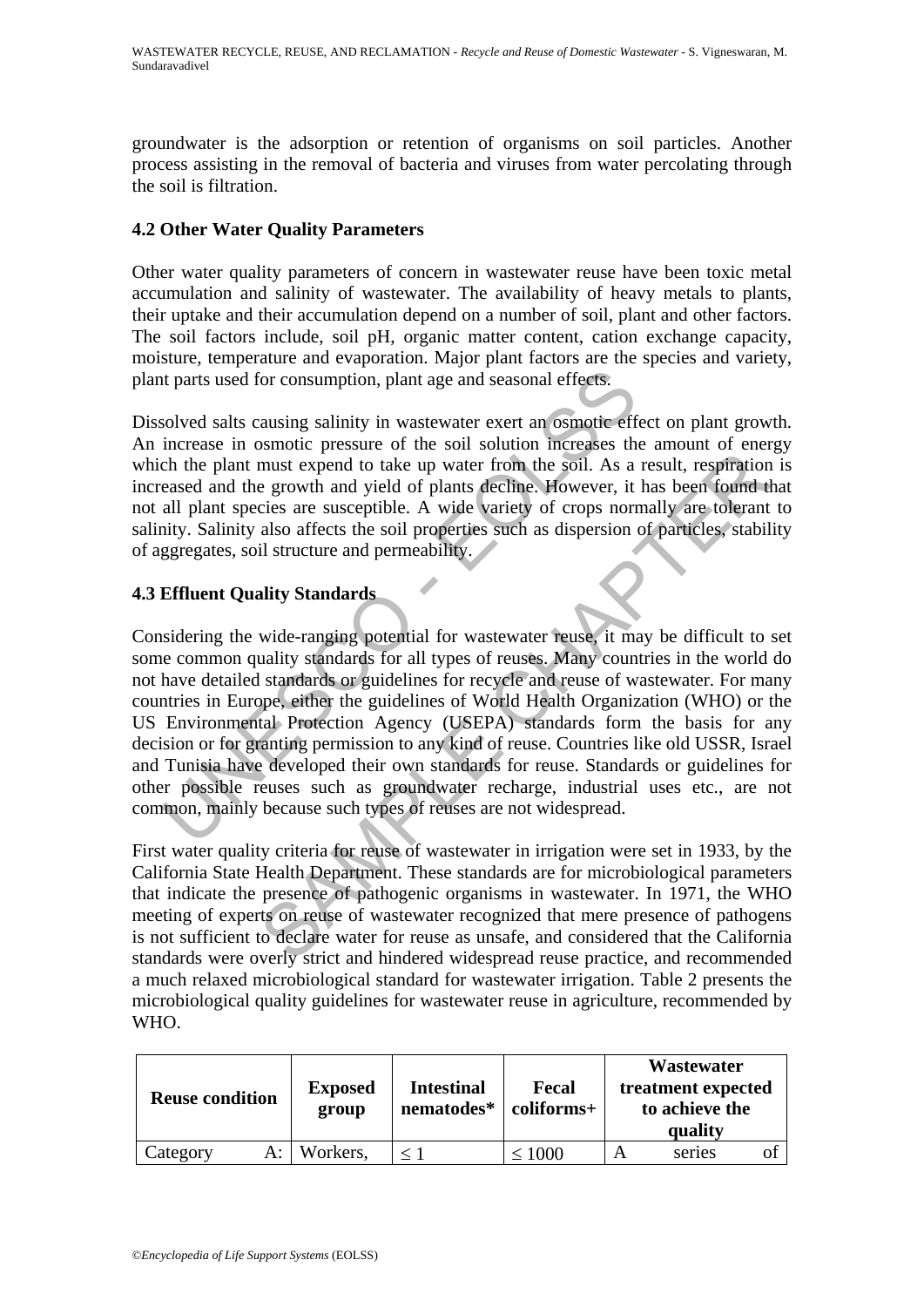groundwater is the adsorption or retention of organisms on soil particles. Another process assisting in the removal of bacteria and viruses from water percolating through the soil is filtration.

## 4.2 Other Water Quality Parameters

Other water quality parameters of concern in wastewater reuse have been toxic metal accumulation and salinity of wastewater. The availability of heavy metals to plants, their uptake and their accumulation depend on a number of soil, plant and other factors. The soil factors include, soil pH, organic matter content, cation exchange capacity, moisture, temperature and evaporation. Major plant factors are the species and variety, plant parts used for consumption, plant age and seasonal effects.

Dissolved salts causing salinity in wastewater exert an osmotic effect on plant growth. An increase in osmotic pressure of the soil solution increases the amount of energy which the plant must expend to take up water from the soil. As a result, respiration is increased and the growth and yield of plants decline. However, it has been found that not all plant species are susceptible. A wide variety of crops normally are tolerant to salinity. Salinity also affects the soil properties such as dispersion of particles, stability of aggregates, soil structure and permeability.

## 4.3 Effluent Quality Standards

Considering the wide-ranging potential for wastewater reuse, it may be difficult to set some common quality standards for all types of reuses. Many countries in the world do not have detailed standards or guidelines for recycle and reuse of wastewater. For many countries in Europe, either the guidelines of World Health Organization (WHO) or the US Environmental Protection Agency (USEPA) standards form the basis for any decision or for granting permission to any kind of reuse. Countries like old USSR, Israel and Tunisia have developed their own standards for reuse. Standards or guidelines for other possible reuses such as groundwater recharge, industrial uses etc., are not common, mainly because such types of reuses are not widespread.

First water quality criteria for reuse of wastewater in irrigation were set in 1933, by the California State Health Department. These standards are for microbiological parameters that indicate the presence of pathogenic organisms in wastewater. In 1971, the WHO meeting of experts on reuse of wastewater recognized that mere presence of pathogens is not sufficient to declare water for reuse as unsafe, and considered that the California standards were overly strict and hindered widespread reuse practice, and recommended a much relaxed microbiological standard for wastewater irrigation. Table 2 presents the microbiological quality guidelines for wastewater reuse in agriculture, recommended by WHO.

| Reuse condition | Exposed group | Intestinal nematodes* | Fecal coliforms+ | Wastewater treatment expected to achieve the quality |
|---|---|---|---|---|
| Category A: | Workers, | $\leq 1$ | $\leq 1000$ | A series of |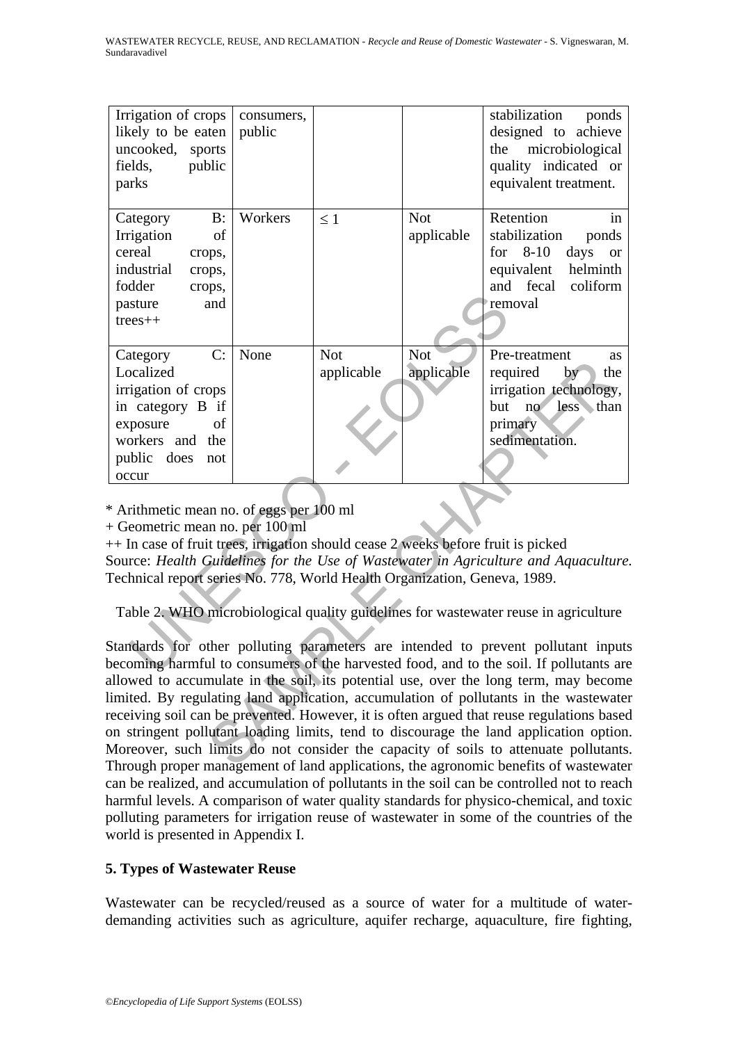| | | | | |
|---|---|---|---|---|
| Irrigation of crops likely to be eaten uncooked, sports fields, public parks | consumers, public | | | stabilization ponds designed to achieve the microbiological quality indicated or equivalent treatment. |
| Category B: Irrigation of cereal crops, industrial crops, fodder crops, pasture and trees++ | Workers | ≤ 1 | Not applicable | Retention in stabilization ponds for 8-10 days or equivalent helminth and fecal coliform removal |
| Category C: Localized irrigation of crops in category B if exposure of workers and the public does not occur | None | Not applicable | Not applicable | Pre-treatment as required by the irrigation technology, but no less than primary sedimentation. |

\* Arithmetic mean no. of eggs per 100 ml

\+ Geometric mean no. per 100 ml

++ In case of fruit trees, irrigation should cease 2 weeks before fruit is picked

Source: *Health Guidelines for the Use of Wastewater in Agriculture and Aquaculture.* Technical report series No. 778, World Health Organization, Geneva, 1989.

Table 2. WHO microbiological quality guidelines for wastewater reuse in agriculture

Standards for other polluting parameters are intended to prevent pollutant inputs becoming harmful to consumers of the harvested food, and to the soil. If pollutants are allowed to accumulate in the soil, its potential use, over the long term, may become limited. By regulating land application, accumulation of pollutants in the wastewater receiving soil can be prevented. However, it is often argued that reuse regulations based on stringent pollutant loading limits, tend to discourage the land application option. Moreover, such limits do not consider the capacity of soils to attenuate pollutants. Through proper management of land applications, the agronomic benefits of wastewater can be realized, and accumulation of pollutants in the soil can be controlled not to reach harmful levels. A comparison of water quality standards for physico-chemical, and toxic polluting parameters for irrigation reuse of wastewater in some of the countries of the world is presented in Appendix I.

## 5. Types of Wastewater Reuse

Wastewater can be recycled/reused as a source of water for a multitude of water-demanding activities such as agriculture, aquifer recharge, aquaculture, fire fighting,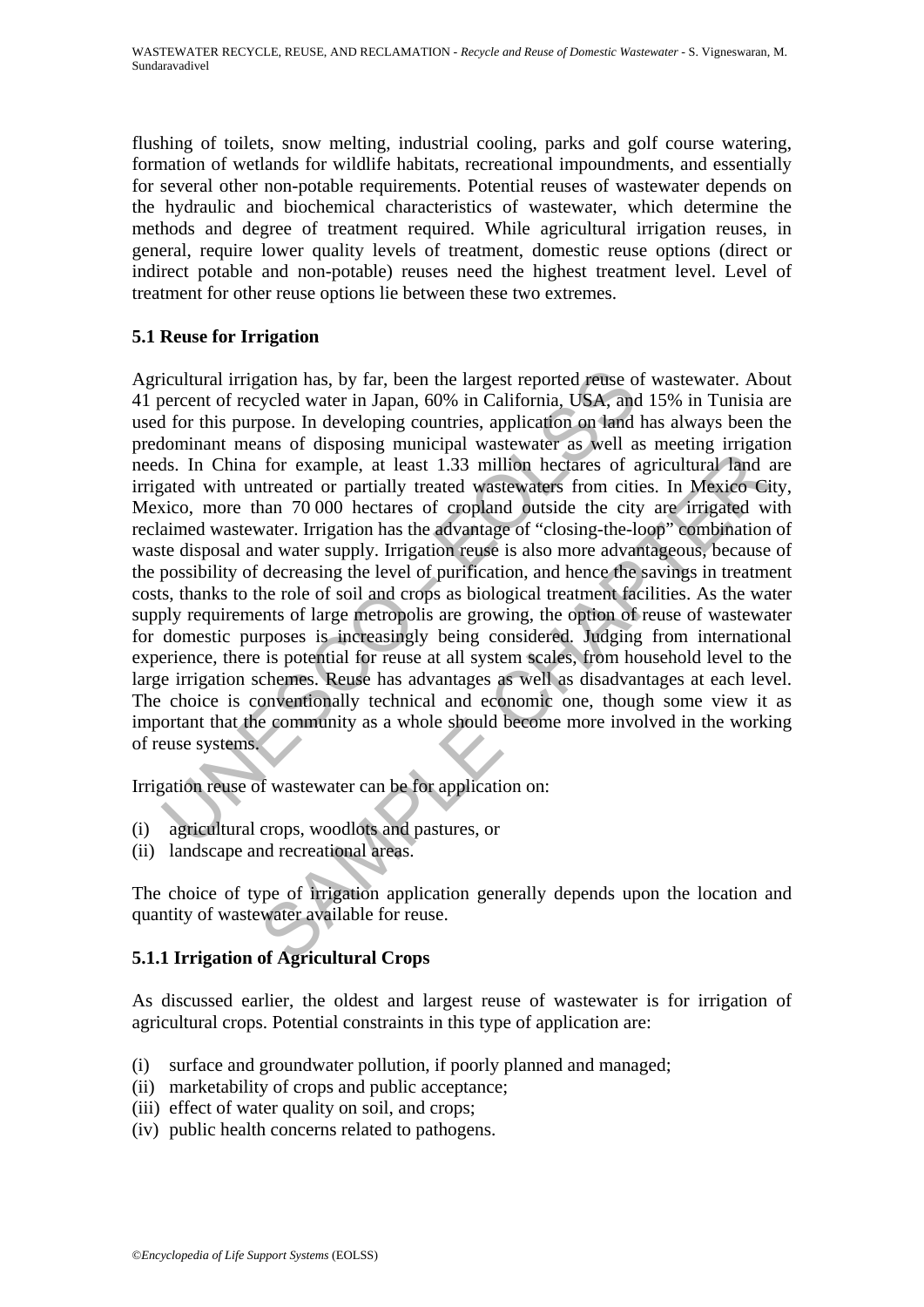flushing of toilets, snow melting, industrial cooling, parks and golf course watering, formation of wetlands for wildlife habitats, recreational impoundments, and essentially for several other non-potable requirements. Potential reuses of wastewater depends on the hydraulic and biochemical characteristics of wastewater, which determine the methods and degree of treatment required. While agricultural irrigation reuses, in general, require lower quality levels of treatment, domestic reuse options (direct or indirect potable and non-potable) reuses need the highest treatment level. Level of treatment for other reuse options lie between these two extremes.

### 5.1 Reuse for Irrigation

Agricultural irrigation has, by far, been the largest reported reuse of wastewater. About 41 percent of recycled water in Japan, 60% in California, USA, and 15% in Tunisia are used for this purpose. In developing countries, application on land has always been the predominant means of disposing municipal wastewater as well as meeting irrigation needs. In China for example, at least 1.33 million hectares of agricultural land are irrigated with untreated or partially treated wastewaters from cities. In Mexico City, Mexico, more than 70 000 hectares of cropland outside the city are irrigated with reclaimed wastewater. Irrigation has the advantage of "closing-the-loop" combination of waste disposal and water supply. Irrigation reuse is also more advantageous, because of the possibility of decreasing the level of purification, and hence the savings in treatment costs, thanks to the role of soil and crops as biological treatment facilities. As the water supply requirements of large metropolis are growing, the option of reuse of wastewater for domestic purposes is increasingly being considered. Judging from international experience, there is potential for reuse at all system scales, from household level to the large irrigation schemes. Reuse has advantages as well as disadvantages at each level. The choice is conventionally technical and economic one, though some view it as important that the community as a whole should become more involved in the working of reuse systems.

Irrigation reuse of wastewater can be for application on:

(i) agricultural crops, woodlots and pastures, or
(ii) landscape and recreational areas.

The choice of type of irrigation application generally depends upon the location and quantity of wastewater available for reuse.

#### 5.1.1 Irrigation of Agricultural Crops

As discussed earlier, the oldest and largest reuse of wastewater is for irrigation of agricultural crops. Potential constraints in this type of application are:

(i) surface and groundwater pollution, if poorly planned and managed;
(ii) marketability of crops and public acceptance;
(iii) effect of water quality on soil, and crops;
(iv) public health concerns related to pathogens.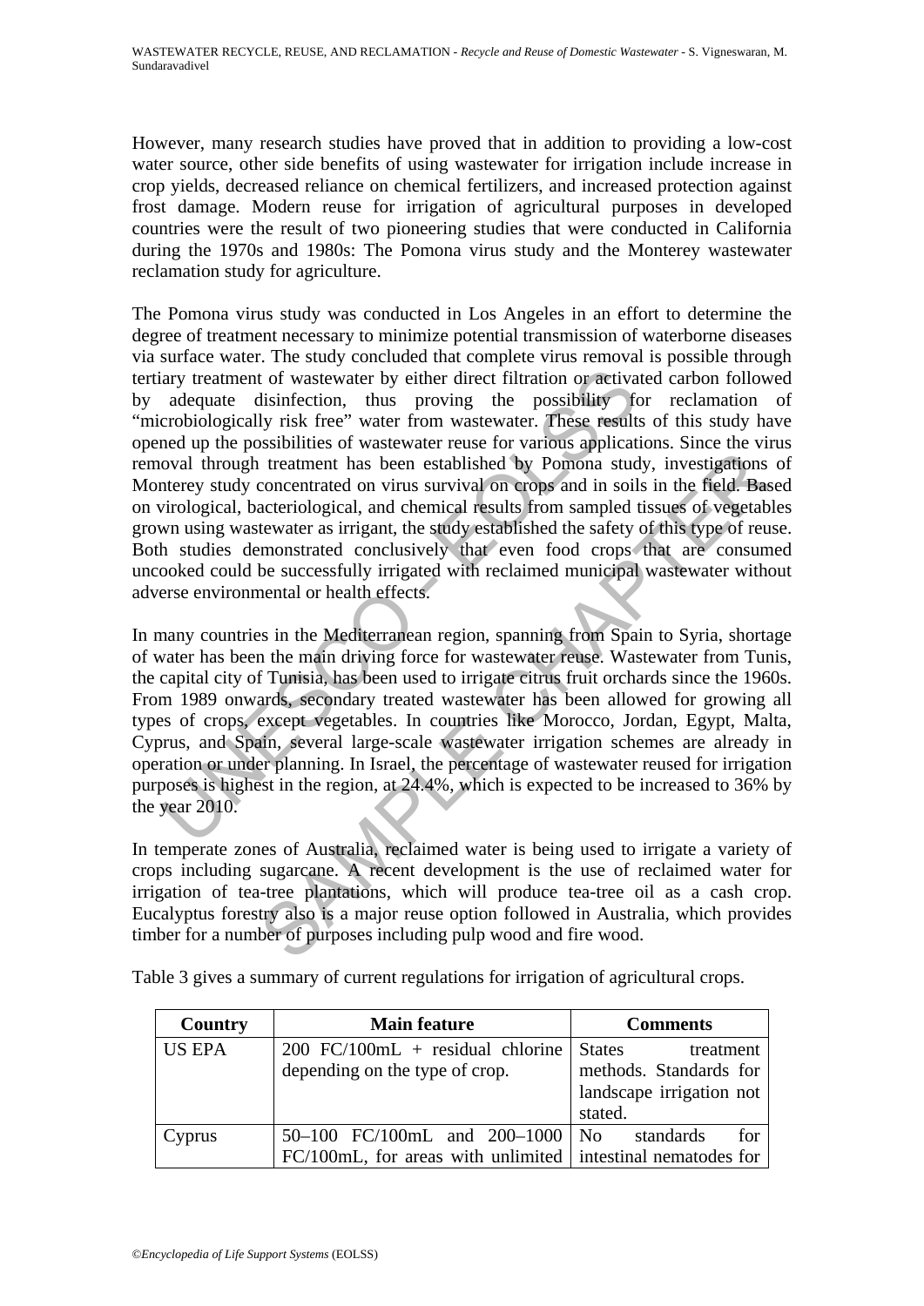However, many research studies have proved that in addition to providing a low-cost water source, other side benefits of using wastewater for irrigation include increase in crop yields, decreased reliance on chemical fertilizers, and increased protection against frost damage. Modern reuse for irrigation of agricultural purposes in developed countries were the result of two pioneering studies that were conducted in California during the 1970s and 1980s: The Pomona virus study and the Monterey wastewater reclamation study for agriculture.

The Pomona virus study was conducted in Los Angeles in an effort to determine the degree of treatment necessary to minimize potential transmission of waterborne diseases via surface water. The study concluded that complete virus removal is possible through tertiary treatment of wastewater by either direct filtration or activated carbon followed by adequate disinfection, thus proving the possibility for reclamation of "microbiologically risk free" water from wastewater. These results of this study have opened up the possibilities of wastewater reuse for various applications. Since the virus removal through treatment has been established by Pomona study, investigations of Monterey study concentrated on virus survival on crops and in soils in the field. Based on virological, bacteriological, and chemical results from sampled tissues of vegetables grown using wastewater as irrigant, the study established the safety of this type of reuse. Both studies demonstrated conclusively that even food crops that are consumed uncooked could be successfully irrigated with reclaimed municipal wastewater without adverse environmental or health effects.

In many countries in the Mediterranean region, spanning from Spain to Syria, shortage of water has been the main driving force for wastewater reuse. Wastewater from Tunis, the capital city of Tunisia, has been used to irrigate citrus fruit orchards since the 1960s. From 1989 onwards, secondary treated wastewater has been allowed for growing all types of crops, except vegetables. In countries like Morocco, Jordan, Egypt, Malta, Cyprus, and Spain, several large-scale wastewater irrigation schemes are already in operation or under planning. In Israel, the percentage of wastewater reused for irrigation purposes is highest in the region, at 24.4%, which is expected to be increased to 36% by the year 2010.

In temperate zones of Australia, reclaimed water is being used to irrigate a variety of crops including sugarcane. A recent development is the use of reclaimed water for irrigation of tea-tree plantations, which will produce tea-tree oil as a cash crop. Eucalyptus forestry also is a major reuse option followed in Australia, which provides timber for a number of purposes including pulp wood and fire wood.

Table 3 gives a summary of current regulations for irrigation of agricultural crops.

| Country | Main feature | Comments |
|---|---|---|
| US EPA | 200 FC/100mL + residual chlorine depending on the type of crop. | States treatment methods. Standards for landscape irrigation not stated. |
| Cyprus | 50–100 FC/100mL and 200–1000 FC/100mL, for areas with unlimited | No standards for intestinal nematodes for |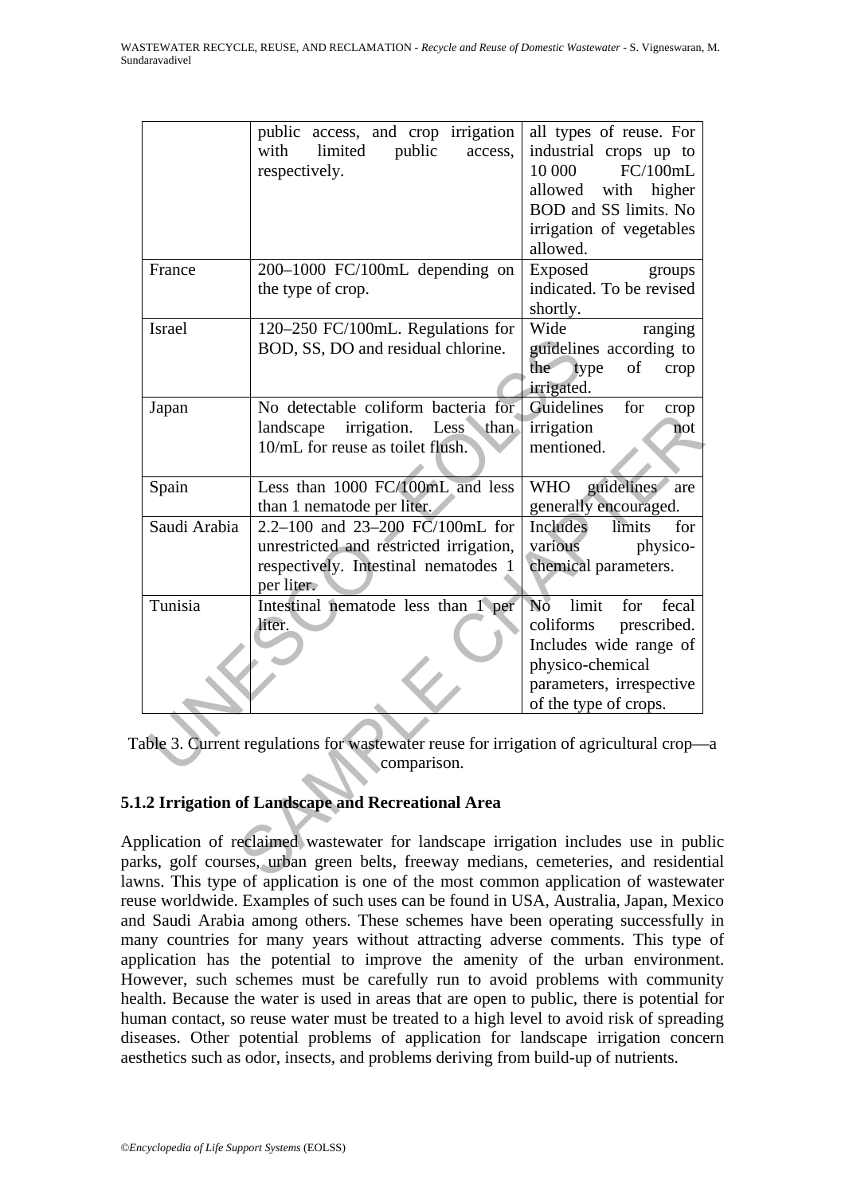|  | public access, and crop irrigation with limited public access, respectively. | all types of reuse. For industrial crops up to 10 000 FC/100mL allowed with higher BOD and SS limits. No irrigation of vegetables allowed. |
|---|---|---|
| France | 200–1000 FC/100mL depending on the type of crop. | Exposed groups indicated. To be revised shortly. |
| Israel | 120–250 FC/100mL. Regulations for BOD, SS, DO and residual chlorine. | Wide ranging guidelines according to the type of crop irrigated. |
| Japan | No detectable coliform bacteria for landscape irrigation. Less than 10/mL for reuse as toilet flush. | Guidelines for crop irrigation not mentioned. |
| Spain | Less than 1000 FC/100mL and less than 1 nematode per liter. | WHO guidelines are generally encouraged. |
| Saudi Arabia | 2.2–100 and 23–200 FC/100mL for unrestricted and restricted irrigation, respectively. Intestinal nematodes 1 per liter. | Includes limits for various physico-chemical parameters. |
| Tunisia | Intestinal nematode less than 1 per liter. | No limit for fecal coliforms prescribed. Includes wide range of physico-chemical parameters, irrespective of the type of crops. |

Table 3. Current regulations for wastewater reuse for irrigation of agricultural crop—a comparison.

### 5.1.2 Irrigation of Landscape and Recreational Area

Application of reclaimed wastewater for landscape irrigation includes use in public parks, golf courses, urban green belts, freeway medians, cemeteries, and residential lawns. This type of application is one of the most common application of wastewater reuse worldwide. Examples of such uses can be found in USA, Australia, Japan, Mexico and Saudi Arabia among others. These schemes have been operating successfully in many countries for many years without attracting adverse comments. This type of application has the potential to improve the amenity of the urban environment. However, such schemes must be carefully run to avoid problems with community health. Because the water is used in areas that are open to public, there is potential for human contact, so reuse water must be treated to a high level to avoid risk of spreading diseases. Other potential problems of application for landscape irrigation concern aesthetics such as odor, insects, and problems deriving from build-up of nutrients.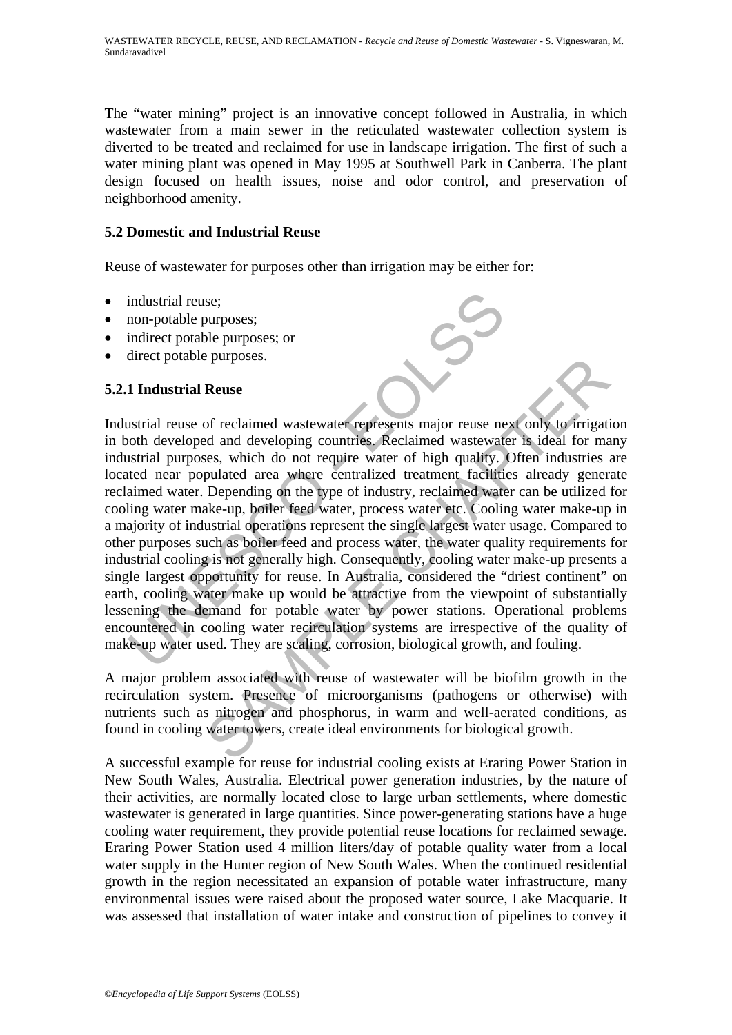The "water mining" project is an innovative concept followed in Australia, in which wastewater from a main sewer in the reticulated wastewater collection system is diverted to be treated and reclaimed for use in landscape irrigation. The first of such a water mining plant was opened in May 1995 at Southwell Park in Canberra. The plant design focused on health issues, noise and odor control, and preservation of neighborhood amenity.

## 5.2 Domestic and Industrial Reuse

Reuse of wastewater for purposes other than irrigation may be either for:

- industrial reuse;
- non-potable purposes;
- indirect potable purposes; or
- direct potable purposes.

### 5.2.1 Industrial Reuse

Industrial reuse of reclaimed wastewater represents major reuse next only to irrigation in both developed and developing countries. Reclaimed wastewater is ideal for many industrial purposes, which do not require water of high quality. Often industries are located near populated area where centralized treatment facilities already generate reclaimed water. Depending on the type of industry, reclaimed water can be utilized for cooling water make-up, boiler feed water, process water etc. Cooling water make-up in a majority of industrial operations represent the single largest water usage. Compared to other purposes such as boiler feed and process water, the water quality requirements for industrial cooling is not generally high. Consequently, cooling water make-up presents a single largest opportunity for reuse. In Australia, considered the "driest continent" on earth, cooling water make up would be attractive from the viewpoint of substantially lessening the demand for potable water by power stations. Operational problems encountered in cooling water recirculation systems are irrespective of the quality of make-up water used. They are scaling, corrosion, biological growth, and fouling.

A major problem associated with reuse of wastewater will be biofilm growth in the recirculation system. Presence of microorganisms (pathogens or otherwise) with nutrients such as nitrogen and phosphorus, in warm and well-aerated conditions, as found in cooling water towers, create ideal environments for biological growth.

A successful example for reuse for industrial cooling exists at Eraring Power Station in New South Wales, Australia. Electrical power generation industries, by the nature of their activities, are normally located close to large urban settlements, where domestic wastewater is generated in large quantities. Since power-generating stations have a huge cooling water requirement, they provide potential reuse locations for reclaimed sewage. Eraring Power Station used 4 million liters/day of potable quality water from a local water supply in the Hunter region of New South Wales. When the continued residential growth in the region necessitated an expansion of potable water infrastructure, many environmental issues were raised about the proposed water source, Lake Macquarie. It was assessed that installation of water intake and construction of pipelines to convey it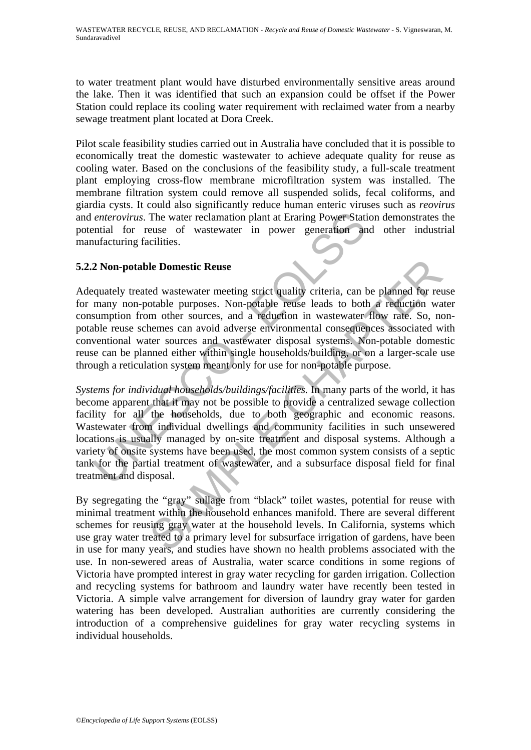to water treatment plant would have disturbed environmentally sensitive areas around the lake. Then it was identified that such an expansion could be offset if the Power Station could replace its cooling water requirement with reclaimed water from a nearby sewage treatment plant located at Dora Creek.

Pilot scale feasibility studies carried out in Australia have concluded that it is possible to economically treat the domestic wastewater to achieve adequate quality for reuse as cooling water. Based on the conclusions of the feasibility study, a full-scale treatment plant employing cross-flow membrane microfiltration system was installed. The membrane filtration system could remove all suspended solids, fecal coliforms, and giardia cysts. It could also significantly reduce human enteric viruses such as *reovirus* and *enterovirus*. The water reclamation plant at Eraring Power Station demonstrates the potential for reuse of wastewater in power generation and other industrial manufacturing facilities.

### 5.2.2 Non-potable Domestic Reuse

Adequately treated wastewater meeting strict quality criteria, can be planned for reuse for many non-potable purposes. Non-potable reuse leads to both a reduction water consumption from other sources, and a reduction in wastewater flow rate. So, non-potable reuse schemes can avoid adverse environmental consequences associated with conventional water sources and wastewater disposal systems. Non-potable domestic reuse can be planned either within single households/building, or on a larger-scale use through a reticulation system meant only for use for non-potable purpose.

*Systems for individual households/buildings/facilities.* In many parts of the world, it has become apparent that it may not be possible to provide a centralized sewage collection facility for all the households, due to both geographic and economic reasons. Wastewater from individual dwellings and community facilities in such unsewered locations is usually managed by on-site treatment and disposal systems. Although a variety of onsite systems have been used, the most common system consists of a septic tank for the partial treatment of wastewater, and a subsurface disposal field for final treatment and disposal.

By segregating the "gray" sullage from "black" toilet wastes, potential for reuse with minimal treatment within the household enhances manifold. There are several different schemes for reusing gray water at the household levels. In California, systems which use gray water treated to a primary level for subsurface irrigation of gardens, have been in use for many years, and studies have shown no health problems associated with the use. In non-sewered areas of Australia, water scarce conditions in some regions of Victoria have prompted interest in gray water recycling for garden irrigation. Collection and recycling systems for bathroom and laundry water have recently been tested in Victoria. A simple valve arrangement for diversion of laundry gray water for garden watering has been developed. Australian authorities are currently considering the introduction of a comprehensive guidelines for gray water recycling systems in individual households.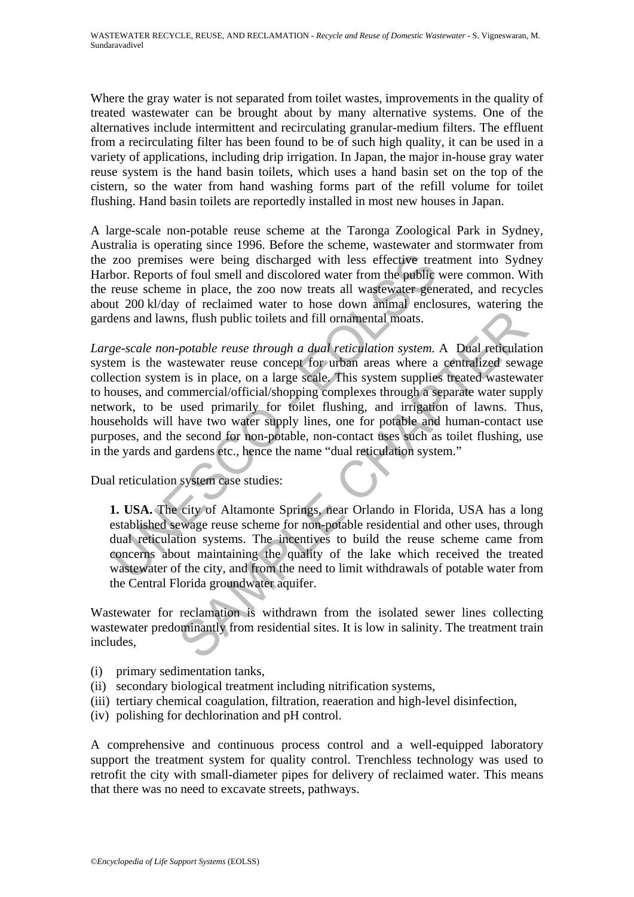Where the gray water is not separated from toilet wastes, improvements in the quality of treated wastewater can be brought about by many alternative systems. One of the alternatives include intermittent and recirculating granular-medium filters. The effluent from a recirculating filter has been found to be of such high quality, it can be used in a variety of applications, including drip irrigation. In Japan, the major in-house gray water reuse system is the hand basin toilets, which uses a hand basin set on the top of the cistern, so the water from hand washing forms part of the refill volume for toilet flushing. Hand basin toilets are reportedly installed in most new houses in Japan.

A large-scale non-potable reuse scheme at the Taronga Zoological Park in Sydney, Australia is operating since 1996. Before the scheme, wastewater and stormwater from the zoo premises were being discharged with less effective treatment into Sydney Harbor. Reports of foul smell and discolored water from the public were common. With the reuse scheme in place, the zoo now treats all wastewater generated, and recycles about 200 kl/day of reclaimed water to hose down animal enclosures, watering the gardens and lawns, flush public toilets and fill ornamental moats.

*Large-scale non-potable reuse through a dual reticulation system.* A Dual reticulation system is the wastewater reuse concept for urban areas where a centralized sewage collection system is in place, on a large scale. This system supplies treated wastewater to houses, and commercial/official/shopping complexes through a separate water supply network, to be used primarily for toilet flushing, and irrigation of lawns. Thus, households will have two water supply lines, one for potable and human-contact use purposes, and the second for non-potable, non-contact uses such as toilet flushing, use in the yards and gardens etc., hence the name "dual reticulation system."

Dual reticulation system case studies:

> **1. USA.** The city of Altamonte Springs, near Orlando in Florida, USA has a long established sewage reuse scheme for non-potable residential and other uses, through dual reticulation systems. The incentives to build the reuse scheme came from concerns about maintaining the quality of the lake which received the treated wastewater of the city, and from the need to limit withdrawals of potable water from the Central Florida groundwater aquifer.

Wastewater for reclamation is withdrawn from the isolated sewer lines collecting wastewater predominantly from residential sites. It is low in salinity. The treatment train includes,

(i) primary sedimentation tanks,
(ii) secondary biological treatment including nitrification systems,
(iii) tertiary chemical coagulation, filtration, reaeration and high-level disinfection,
(iv) polishing for dechlorination and pH control.

A comprehensive and continuous process control and a well-equipped laboratory support the treatment system for quality control. Trenchless technology was used to retrofit the city with small-diameter pipes for delivery of reclaimed water. This means that there was no need to excavate streets, pathways.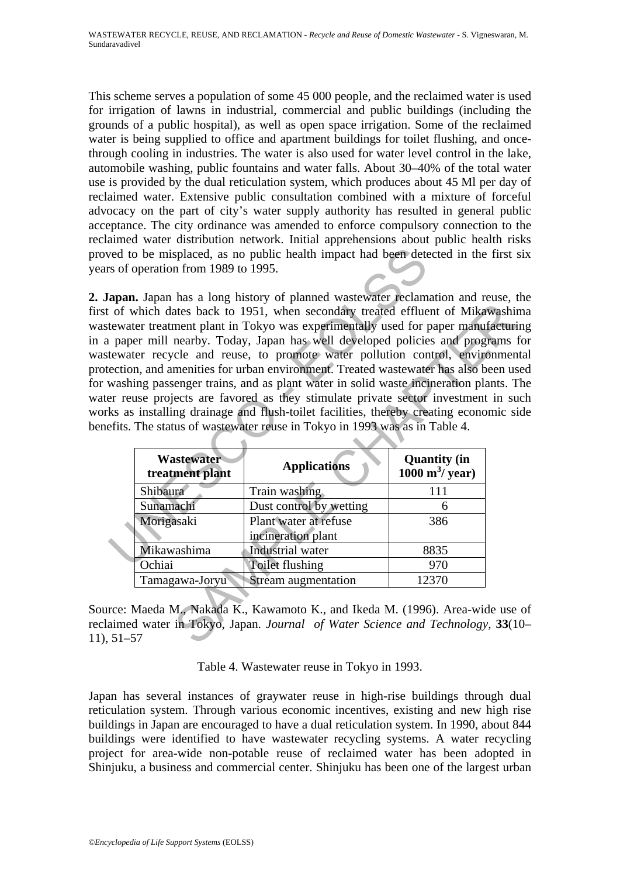This scheme serves a population of some 45 000 people, and the reclaimed water is used for irrigation of lawns in industrial, commercial and public buildings (including the grounds of a public hospital), as well as open space irrigation. Some of the reclaimed water is being supplied to office and apartment buildings for toilet flushing, and once-through cooling in industries. The water is also used for water level control in the lake, automobile washing, public fountains and water falls. About 30–40% of the total water use is provided by the dual reticulation system, which produces about 45 Ml per day of reclaimed water. Extensive public consultation combined with a mixture of forceful advocacy on the part of city's water supply authority has resulted in general public acceptance. The city ordinance was amended to enforce compulsory connection to the reclaimed water distribution network. Initial apprehensions about public health risks proved to be misplaced, as no public health impact had been detected in the first six years of operation from 1989 to 1995.

**2. Japan.** Japan has a long history of planned wastewater reclamation and reuse, the first of which dates back to 1951, when secondary treated effluent of Mikawashima wastewater treatment plant in Tokyo was experimentally used for paper manufacturing in a paper mill nearby. Today, Japan has well developed policies and programs for wastewater recycle and reuse, to promote water pollution control, environmental protection, and amenities for urban environment. Treated wastewater has also been used for washing passenger trains, and as plant water in solid waste incineration plants. The water reuse projects are favored as they stimulate private sector investment in such works as installing drainage and flush-toilet facilities, thereby creating economic side benefits. The status of wastewater reuse in Tokyo in 1993 was as in Table 4.

| Wastewater treatment plant | Applications | Quantity (in 1000 $m^3$/ year) |
|---|---|---|
| Shibaura | Train washing | 111 |
| Sunamachi | Dust control by wetting | 6 |
| Morigasaki | Plant water at refuse incineration plant | 386 |
| Mikawashima | Industrial water | 8835 |
| Ochiai | Toilet flushing | 970 |
| Tamagawa-Joryu | Stream augmentation | 12370 |

Source: Maeda M., Nakada K., Kawamoto K., and Ikeda M. (1996). Area-wide use of reclaimed water in Tokyo, Japan. *Journal of Water Science and Technology*, **33**(10–11), 51–57

Table 4. Wastewater reuse in Tokyo in 1993.

Japan has several instances of graywater reuse in high-rise buildings through dual reticulation system. Through various economic incentives, existing and new high rise buildings in Japan are encouraged to have a dual reticulation system. In 1990, about 844 buildings were identified to have wastewater recycling systems. A water recycling project for area-wide non-potable reuse of reclaimed water has been adopted in Shinjuku, a business and commercial center. Shinjuku has been one of the largest urban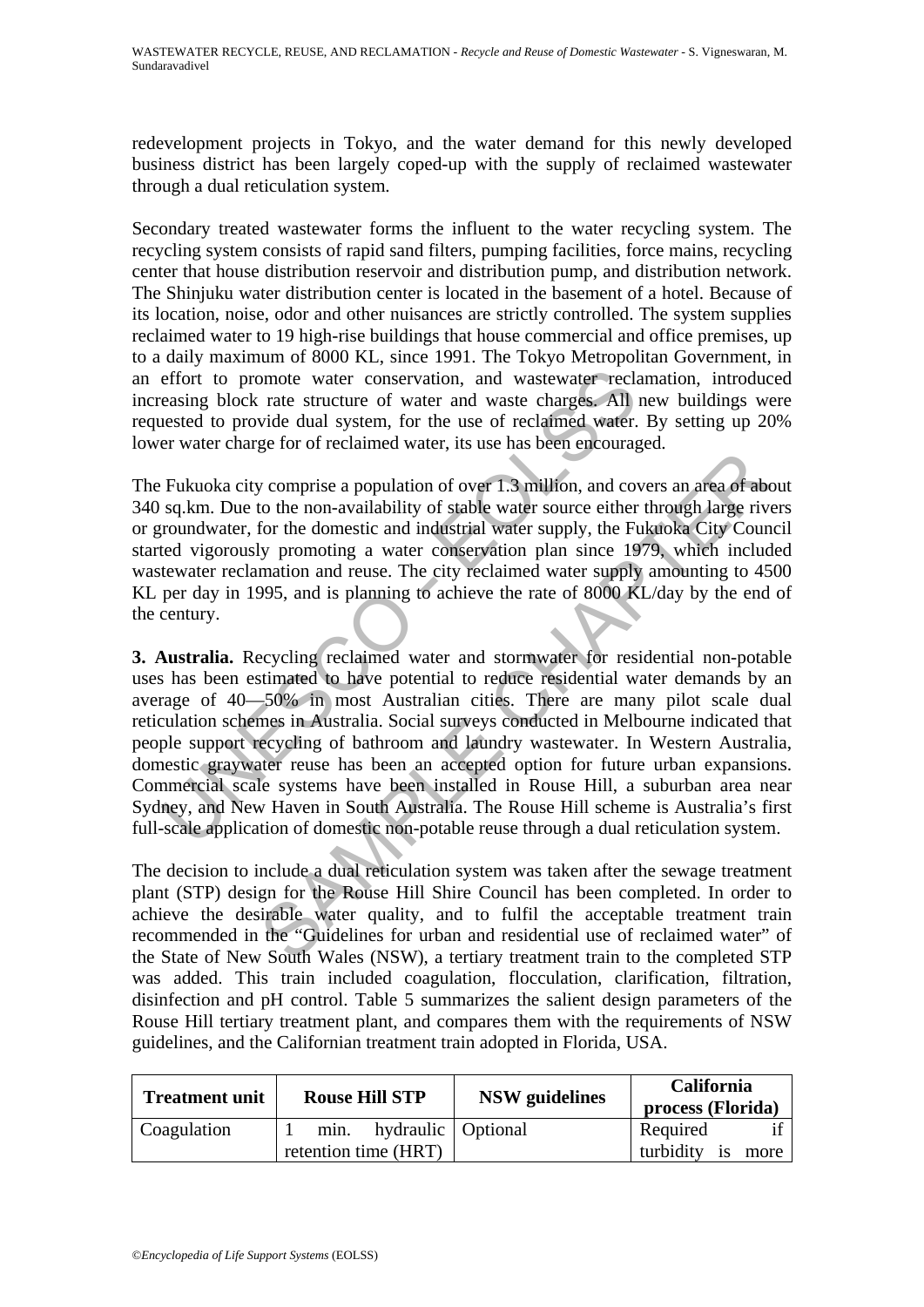redevelopment projects in Tokyo, and the water demand for this newly developed business district has been largely coped-up with the supply of reclaimed wastewater through a dual reticulation system.

Secondary treated wastewater forms the influent to the water recycling system. The recycling system consists of rapid sand filters, pumping facilities, force mains, recycling center that house distribution reservoir and distribution pump, and distribution network. The Shinjuku water distribution center is located in the basement of a hotel. Because of its location, noise, odor and other nuisances are strictly controlled. The system supplies reclaimed water to 19 high-rise buildings that house commercial and office premises, up to a daily maximum of 8000 KL, since 1991. The Tokyo Metropolitan Government, in an effort to promote water conservation, and wastewater reclamation, introduced increasing block rate structure of water and waste charges. All new buildings were requested to provide dual system, for the use of reclaimed water. By setting up 20% lower water charge for of reclaimed water, its use has been encouraged.

The Fukuoka city comprise a population of over 1.3 million, and covers an area of about 340 sq.km. Due to the non-availability of stable water source either through large rivers or groundwater, for the domestic and industrial water supply, the Fukuoka City Council started vigorously promoting a water conservation plan since 1979, which included wastewater reclamation and reuse. The city reclaimed water supply amounting to 4500 KL per day in 1995, and is planning to achieve the rate of 8000 KL/day by the end of the century.

**3. Australia.** Recycling reclaimed water and stormwater for residential non-potable uses has been estimated to have potential to reduce residential water demands by an average of 40—50% in most Australian cities. There are many pilot scale dual reticulation schemes in Australia. Social surveys conducted in Melbourne indicated that people support recycling of bathroom and laundry wastewater. In Western Australia, domestic graywater reuse has been an accepted option for future urban expansions. Commercial scale systems have been installed in Rouse Hill, a suburban area near Sydney, and New Haven in South Australia. The Rouse Hill scheme is Australia's first full-scale application of domestic non-potable reuse through a dual reticulation system.

The decision to include a dual reticulation system was taken after the sewage treatment plant (STP) design for the Rouse Hill Shire Council has been completed. In order to achieve the desirable water quality, and to fulfil the acceptable treatment train recommended in the "Guidelines for urban and residential use of reclaimed water" of the State of New South Wales (NSW), a tertiary treatment train to the completed STP was added. This train included coagulation, flocculation, clarification, filtration, disinfection and pH control. Table 5 summarizes the salient design parameters of the Rouse Hill tertiary treatment plant, and compares them with the requirements of NSW guidelines, and the Californian treatment train adopted in Florida, USA.

| Treatment unit | Rouse Hill STP | NSW guidelines | California process (Florida) |
|---|---|---|---|
| Coagulation | 1 min. hydraulic retention time (HRT) | Optional | Required if turbidity is more |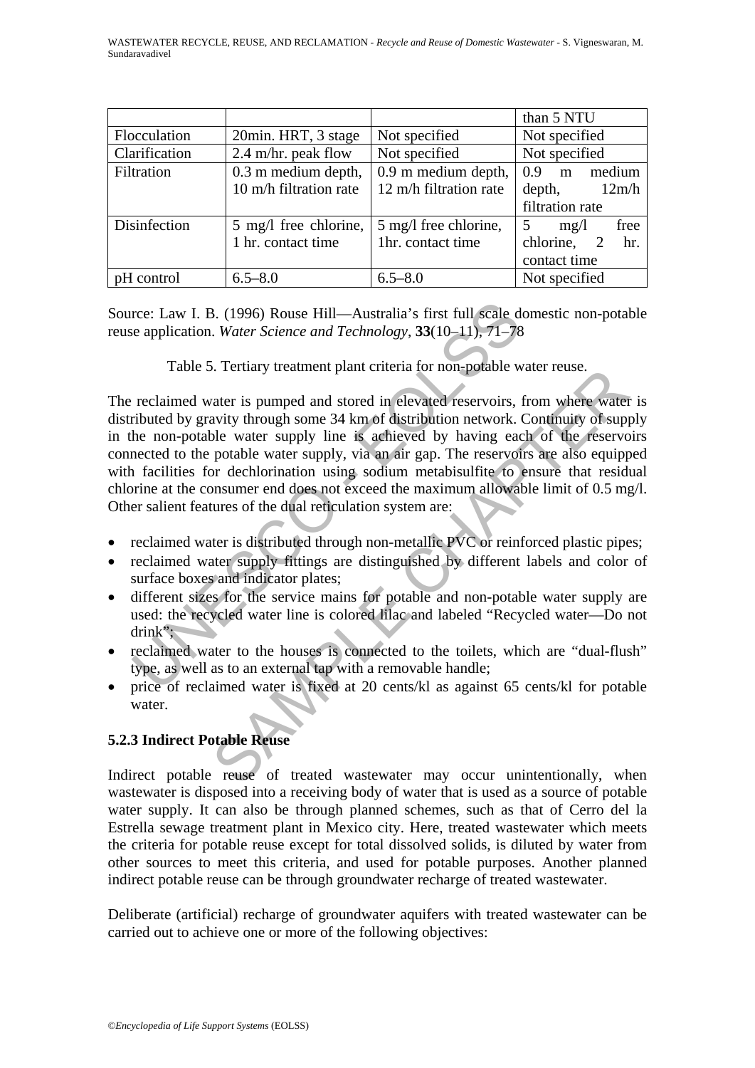| | | | than 5 NTU |
|---|---|---|---|
| Flocculation | 20min. HRT, 3 stage | Not specified | Not specified |
| Clarification | 2.4 m/hr. peak flow | Not specified | Not specified |
| Filtration | 0.3 m medium depth, 10 m/h filtration rate | 0.9 m medium depth, 12 m/h filtration rate | 0.9 m medium depth, 12m/h filtration rate |
| Disinfection | 5 mg/l free chlorine, 1 hr. contact time | 5 mg/l free chlorine, 1hr. contact time | 5 mg/l free chlorine, 2 hr. contact time |
| pH control | 6.5–8.0 | 6.5–8.0 | Not specified |

Source: Law I. B. (1996) Rouse Hill—Australia's first full scale domestic non-potable reuse application. *Water Science and Technology*, **33**(10–11), 71–78

Table 5. Tertiary treatment plant criteria for non-potable water reuse.

The reclaimed water is pumped and stored in elevated reservoirs, from where water is distributed by gravity through some 34 km of distribution network. Continuity of supply in the non-potable water supply line is achieved by having each of the reservoirs connected to the potable water supply, via an air gap. The reservoirs are also equipped with facilities for dechlorination using sodium metabisulfite to ensure that residual chlorine at the consumer end does not exceed the maximum allowable limit of 0.5 mg/l. Other salient features of the dual reticulation system are:

- reclaimed water is distributed through non-metallic PVC or reinforced plastic pipes;
- reclaimed water supply fittings are distinguished by different labels and color of surface boxes and indicator plates;
- different sizes for the service mains for potable and non-potable water supply are used: the recycled water line is colored lilac and labeled "Recycled water—Do not drink";
- reclaimed water to the houses is connected to the toilets, which are "dual-flush" type, as well as to an external tap with a removable handle;
- price of reclaimed water is fixed at 20 cents/kl as against 65 cents/kl for potable water.

### 5.2.3 Indirect Potable Reuse

Indirect potable reuse of treated wastewater may occur unintentionally, when wastewater is disposed into a receiving body of water that is used as a source of potable water supply. It can also be through planned schemes, such as that of Cerro del la Estrella sewage treatment plant in Mexico city. Here, treated wastewater which meets the criteria for potable reuse except for total dissolved solids, is diluted by water from other sources to meet this criteria, and used for potable purposes. Another planned indirect potable reuse can be through groundwater recharge of treated wastewater.

Deliberate (artificial) recharge of groundwater aquifers with treated wastewater can be carried out to achieve one or more of the following objectives: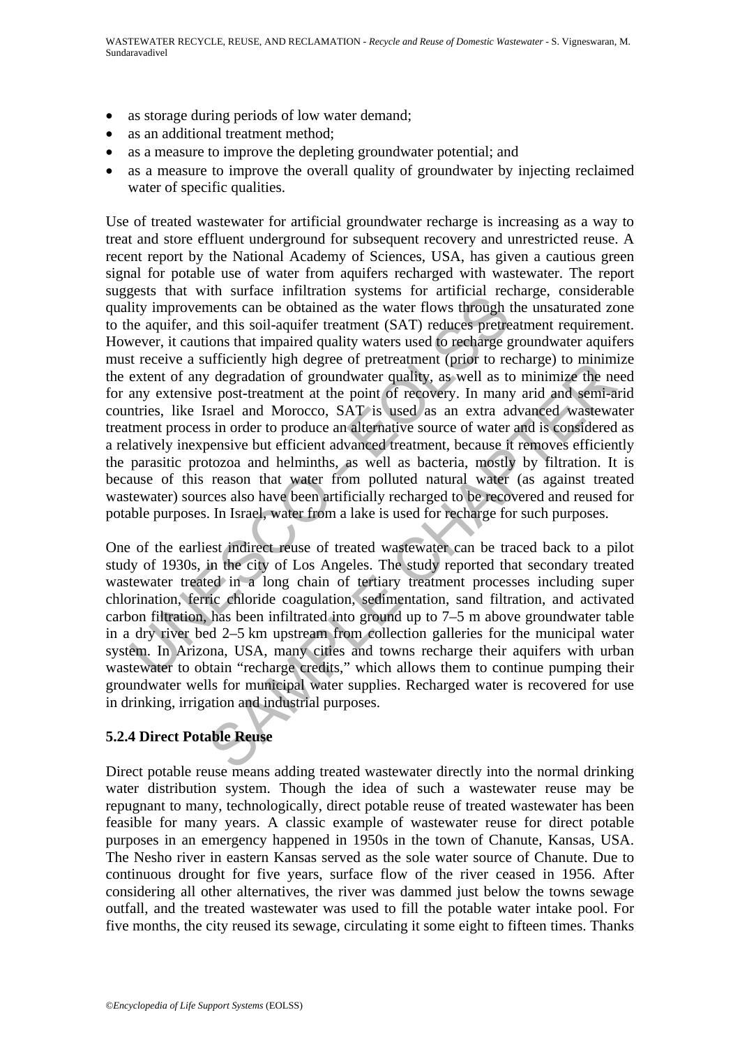- as storage during periods of low water demand;
- as an additional treatment method;
- as a measure to improve the depleting groundwater potential; and
- as a measure to improve the overall quality of groundwater by injecting reclaimed water of specific qualities.

Use of treated wastewater for artificial groundwater recharge is increasing as a way to treat and store effluent underground for subsequent recovery and unrestricted reuse. A recent report by the National Academy of Sciences, USA, has given a cautious green signal for potable use of water from aquifers recharged with wastewater. The report suggests that with surface infiltration systems for artificial recharge, considerable quality improvements can be obtained as the water flows through the unsaturated zone to the aquifer, and this soil-aquifer treatment (SAT) reduces pretreatment requirement. However, it cautions that impaired quality waters used to recharge groundwater aquifers must receive a sufficiently high degree of pretreatment (prior to recharge) to minimize the extent of any degradation of groundwater quality, as well as to minimize the need for any extensive post-treatment at the point of recovery. In many arid and semi-arid countries, like Israel and Morocco, SAT is used as an extra advanced wastewater treatment process in order to produce an alternative source of water and is considered as a relatively inexpensive but efficient advanced treatment, because it removes efficiently the parasitic protozoa and helminths, as well as bacteria, mostly by filtration. It is because of this reason that water from polluted natural water (as against treated wastewater) sources also have been artificially recharged to be recovered and reused for potable purposes. In Israel, water from a lake is used for recharge for such purposes.

One of the earliest indirect reuse of treated wastewater can be traced back to a pilot study of 1930s, in the city of Los Angeles. The study reported that secondary treated wastewater treated in a long chain of tertiary treatment processes including super chlorination, ferric chloride coagulation, sedimentation, sand filtration, and activated carbon filtration, has been infiltrated into ground up to 7–5 m above groundwater table in a dry river bed 2–5 km upstream from collection galleries for the municipal water system. In Arizona, USA, many cities and towns recharge their aquifers with urban wastewater to obtain "recharge credits," which allows them to continue pumping their groundwater wells for municipal water supplies. Recharged water is recovered for use in drinking, irrigation and industrial purposes.

### 5.2.4 Direct Potable Reuse

Direct potable reuse means adding treated wastewater directly into the normal drinking water distribution system. Though the idea of such a wastewater reuse may be repugnant to many, technologically, direct potable reuse of treated wastewater has been feasible for many years. A classic example of wastewater reuse for direct potable purposes in an emergency happened in 1950s in the town of Chanute, Kansas, USA. The Nesho river in eastern Kansas served as the sole water source of Chanute. Due to continuous drought for five years, surface flow of the river ceased in 1956. After considering all other alternatives, the river was dammed just below the towns sewage outfall, and the treated wastewater was used to fill the potable water intake pool. For five months, the city reused its sewage, circulating it some eight to fifteen times. Thanks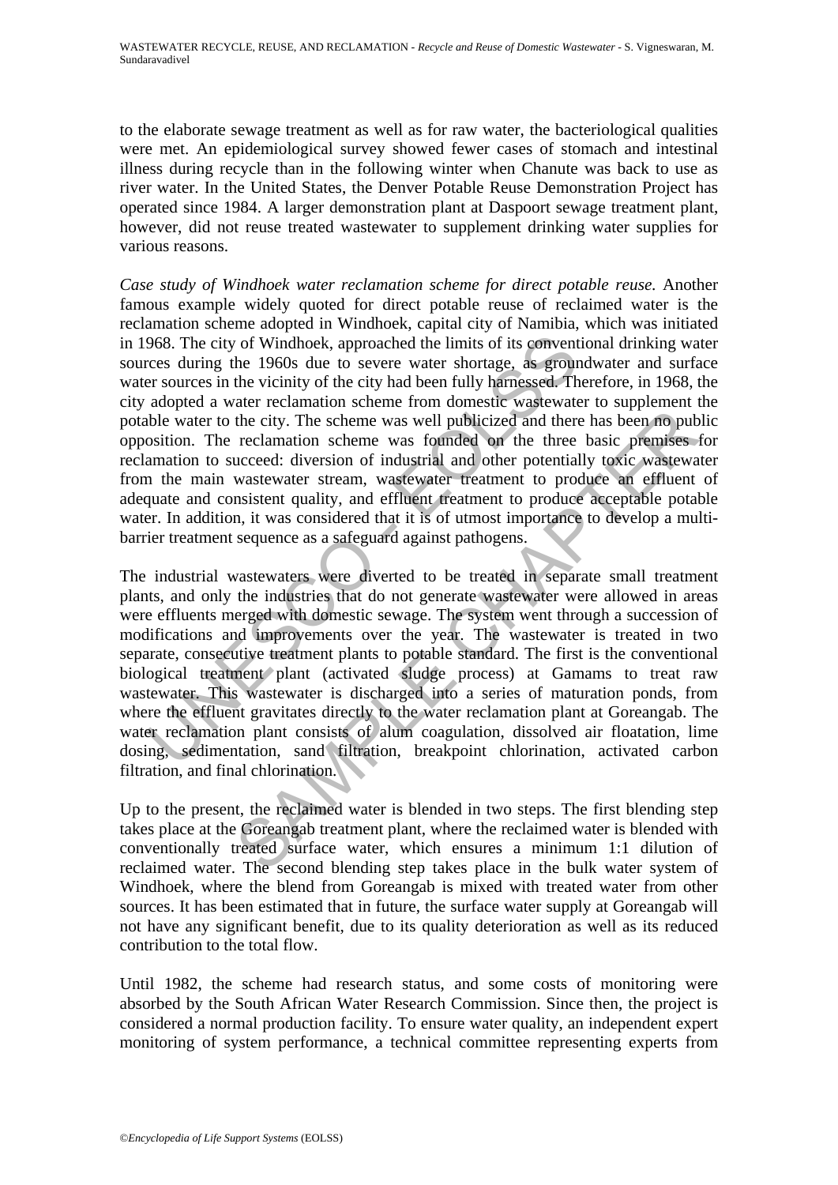to the elaborate sewage treatment as well as for raw water, the bacteriological qualities were met. An epidemiological survey showed fewer cases of stomach and intestinal illness during recycle than in the following winter when Chanute was back to use as river water. In the United States, the Denver Potable Reuse Demonstration Project has operated since 1984. A larger demonstration plant at Daspoort sewage treatment plant, however, did not reuse treated wastewater to supplement drinking water supplies for various reasons.

*Case study of Windhoek water reclamation scheme for direct potable reuse.* Another famous example widely quoted for direct potable reuse of reclaimed water is the reclamation scheme adopted in Windhoek, capital city of Namibia, which was initiated in 1968. The city of Windhoek, approached the limits of its conventional drinking water sources during the 1960s due to severe water shortage, as groundwater and surface water sources in the vicinity of the city had been fully harnessed. Therefore, in 1968, the city adopted a water reclamation scheme from domestic wastewater to supplement the potable water to the city. The scheme was well publicized and there has been no public opposition. The reclamation scheme was founded on the three basic premises for reclamation to succeed: diversion of industrial and other potentially toxic wastewater from the main wastewater stream, wastewater treatment to produce an effluent of adequate and consistent quality, and effluent treatment to produce acceptable potable water. In addition, it was considered that it is of utmost importance to develop a multi-barrier treatment sequence as a safeguard against pathogens.

The industrial wastewaters were diverted to be treated in separate small treatment plants, and only the industries that do not generate wastewater were allowed in areas were effluents merged with domestic sewage. The system went through a succession of modifications and improvements over the year. The wastewater is treated in two separate, consecutive treatment plants to potable standard. The first is the conventional biological treatment plant (activated sludge process) at Gamams to treat raw wastewater. This wastewater is discharged into a series of maturation ponds, from where the effluent gravitates directly to the water reclamation plant at Goreangab. The water reclamation plant consists of alum coagulation, dissolved air floatation, lime dosing, sedimentation, sand filtration, breakpoint chlorination, activated carbon filtration, and final chlorination.

Up to the present, the reclaimed water is blended in two steps. The first blending step takes place at the Goreangab treatment plant, where the reclaimed water is blended with conventionally treated surface water, which ensures a minimum 1:1 dilution of reclaimed water. The second blending step takes place in the bulk water system of Windhoek, where the blend from Goreangab is mixed with treated water from other sources. It has been estimated that in future, the surface water supply at Goreangab will not have any significant benefit, due to its quality deterioration as well as its reduced contribution to the total flow.

Until 1982, the scheme had research status, and some costs of monitoring were absorbed by the South African Water Research Commission. Since then, the project is considered a normal production facility. To ensure water quality, an independent expert monitoring of system performance, a technical committee representing experts from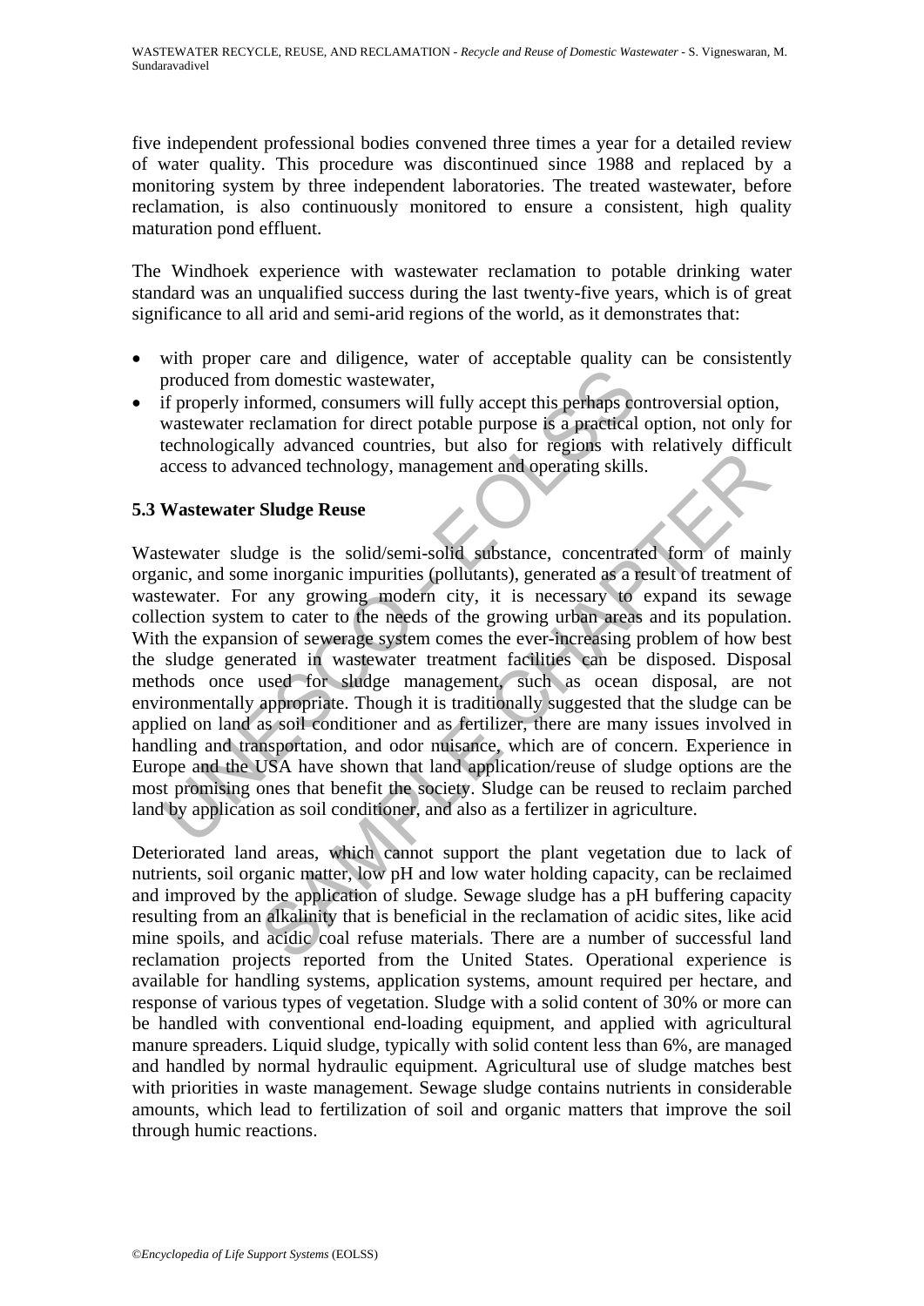five independent professional bodies convened three times a year for a detailed review of water quality. This procedure was discontinued since 1988 and replaced by a monitoring system by three independent laboratories. The treated wastewater, before reclamation, is also continuously monitored to ensure a consistent, high quality maturation pond effluent.

The Windhoek experience with wastewater reclamation to potable drinking water standard was an unqualified success during the last twenty-five years, which is of great significance to all arid and semi-arid regions of the world, as it demonstrates that:

- with proper care and diligence, water of acceptable quality can be consistently produced from domestic wastewater,
- if properly informed, consumers will fully accept this perhaps controversial option, wastewater reclamation for direct potable purpose is a practical option, not only for technologically advanced countries, but also for regions with relatively difficult access to advanced technology, management and operating skills.

### 5.3 Wastewater Sludge Reuse

Wastewater sludge is the solid/semi-solid substance, concentrated form of mainly organic, and some inorganic impurities (pollutants), generated as a result of treatment of wastewater. For any growing modern city, it is necessary to expand its sewage collection system to cater to the needs of the growing urban areas and its population. With the expansion of sewerage system comes the ever-increasing problem of how best the sludge generated in wastewater treatment facilities can be disposed. Disposal methods once used for sludge management, such as ocean disposal, are not environmentally appropriate. Though it is traditionally suggested that the sludge can be applied on land as soil conditioner and as fertilizer, there are many issues involved in handling and transportation, and odor nuisance, which are of concern. Experience in Europe and the USA have shown that land application/reuse of sludge options are the most promising ones that benefit the society. Sludge can be reused to reclaim parched land by application as soil conditioner, and also as a fertilizer in agriculture.

Deteriorated land areas, which cannot support the plant vegetation due to lack of nutrients, soil organic matter, low pH and low water holding capacity, can be reclaimed and improved by the application of sludge. Sewage sludge has a pH buffering capacity resulting from an alkalinity that is beneficial in the reclamation of acidic sites, like acid mine spoils, and acidic coal refuse materials. There are a number of successful land reclamation projects reported from the United States. Operational experience is available for handling systems, application systems, amount required per hectare, and response of various types of vegetation. Sludge with a solid content of 30% or more can be handled with conventional end-loading equipment, and applied with agricultural manure spreaders. Liquid sludge, typically with solid content less than 6%, are managed and handled by normal hydraulic equipment. Agricultural use of sludge matches best with priorities in waste management. Sewage sludge contains nutrients in considerable amounts, which lead to fertilization of soil and organic matters that improve the soil through humic reactions.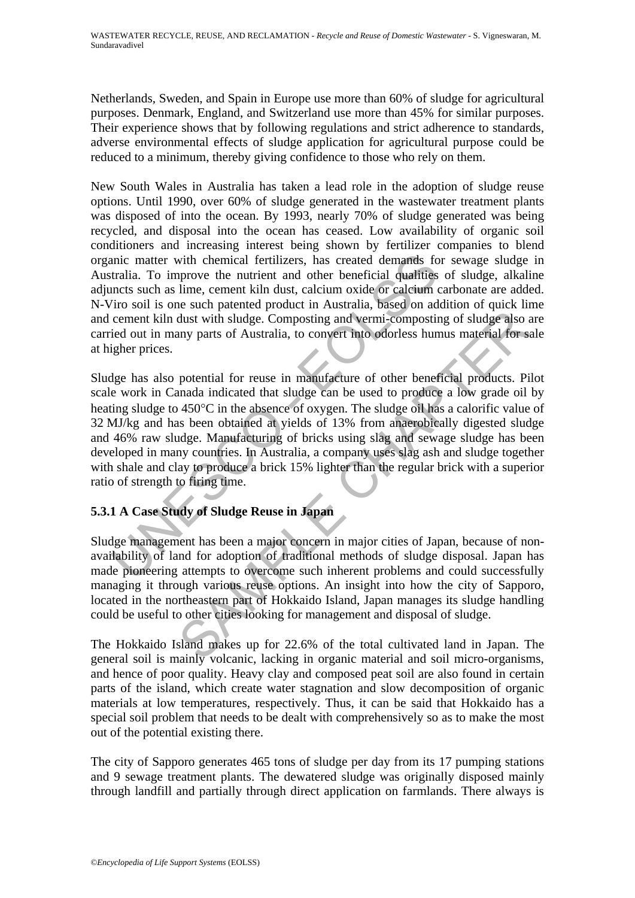Netherlands, Sweden, and Spain in Europe use more than 60% of sludge for agricultural purposes. Denmark, England, and Switzerland use more than 45% for similar purposes. Their experience shows that by following regulations and strict adherence to standards, adverse environmental effects of sludge application for agricultural purpose could be reduced to a minimum, thereby giving confidence to those who rely on them.

New South Wales in Australia has taken a lead role in the adoption of sludge reuse options. Until 1990, over 60% of sludge generated in the wastewater treatment plants was disposed of into the ocean. By 1993, nearly 70% of sludge generated was being recycled, and disposal into the ocean has ceased. Low availability of organic soil conditioners and increasing interest being shown by fertilizer companies to blend organic matter with chemical fertilizers, has created demands for sewage sludge in Australia. To improve the nutrient and other beneficial qualities of sludge, alkaline adjuncts such as lime, cement kiln dust, calcium oxide or calcium carbonate are added. N-Viro soil is one such patented product in Australia, based on addition of quick lime and cement kiln dust with sludge. Composting and vermi-composting of sludge also are carried out in many parts of Australia, to convert into odorless humus material for sale at higher prices.

Sludge has also potential for reuse in manufacture of other beneficial products. Pilot scale work in Canada indicated that sludge can be used to produce a low grade oil by heating sludge to 450°C in the absence of oxygen. The sludge oil has a calorific value of 32 MJ/kg and has been obtained at yields of 13% from anaerobically digested sludge and 46% raw sludge. Manufacturing of bricks using slag and sewage sludge has been developed in many countries. In Australia, a company uses slag ash and sludge together with shale and clay to produce a brick 15% lighter than the regular brick with a superior ratio of strength to firing time.

### 5.3.1 A Case Study of Sludge Reuse in Japan

Sludge management has been a major concern in major cities of Japan, because of non-availability of land for adoption of traditional methods of sludge disposal. Japan has made pioneering attempts to overcome such inherent problems and could successfully managing it through various reuse options. An insight into how the city of Sapporo, located in the northeastern part of Hokkaido Island, Japan manages its sludge handling could be useful to other cities looking for management and disposal of sludge.

The Hokkaido Island makes up for 22.6% of the total cultivated land in Japan. The general soil is mainly volcanic, lacking in organic material and soil micro-organisms, and hence of poor quality. Heavy clay and composed peat soil are also found in certain parts of the island, which create water stagnation and slow decomposition of organic materials at low temperatures, respectively. Thus, it can be said that Hokkaido has a special soil problem that needs to be dealt with comprehensively so as to make the most out of the potential existing there.

The city of Sapporo generates 465 tons of sludge per day from its 17 pumping stations and 9 sewage treatment plants. The dewatered sludge was originally disposed mainly through landfill and partially through direct application on farmlands. There always is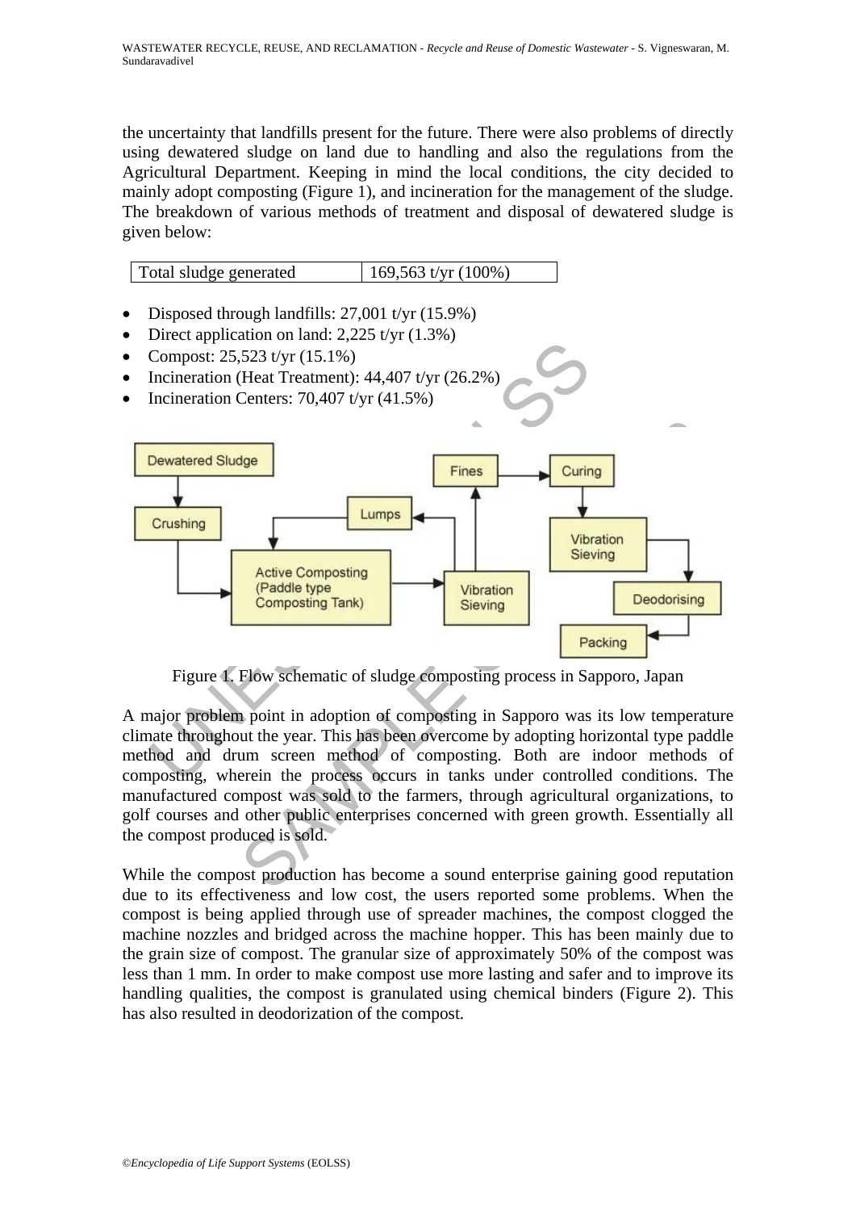the uncertainty that landfills present for the future. There were also problems of directly using dewatered sludge on land due to handling and also the regulations from the Agricultural Department. Keeping in mind the local conditions, the city decided to mainly adopt composting (Figure 1), and incineration for the management of the sludge. The breakdown of various methods of treatment and disposal of dewatered sludge is given below:

| Total sludge generated | 169,563 t/yr (100%) |
|---|---|

- Disposed through landfills: 27,001 t/yr (15.9%)
- Direct application on land: 2,225 t/yr (1.3%)
- Compost: 25,523 t/yr (15.1%)
- Incineration (Heat Treatment): 44,407 t/yr (26.2%)
- Incineration Centers: 70,407 t/yr (41.5%)

Figure 1. Flow schematic of sludge composting process in Sapporo, Japan

A major problem point in adoption of composting in Sapporo was its low temperature climate throughout the year. This has been overcome by adopting horizontal type paddle method and drum screen method of composting. Both are indoor methods of composting, wherein the process occurs in tanks under controlled conditions. The manufactured compost was sold to the farmers, through agricultural organizations, to golf courses and other public enterprises concerned with green growth. Essentially all the compost produced is sold.

While the compost production has become a sound enterprise gaining good reputation due to its effectiveness and low cost, the users reported some problems. When the compost is being applied through use of spreader machines, the compost clogged the machine nozzles and bridged across the machine hopper. This has been mainly due to the grain size of compost. The granular size of approximately 50% of the compost was less than 1 mm. In order to make compost use more lasting and safer and to improve its handling qualities, the compost is granulated using chemical binders (Figure 2). This has also resulted in deodorization of the compost.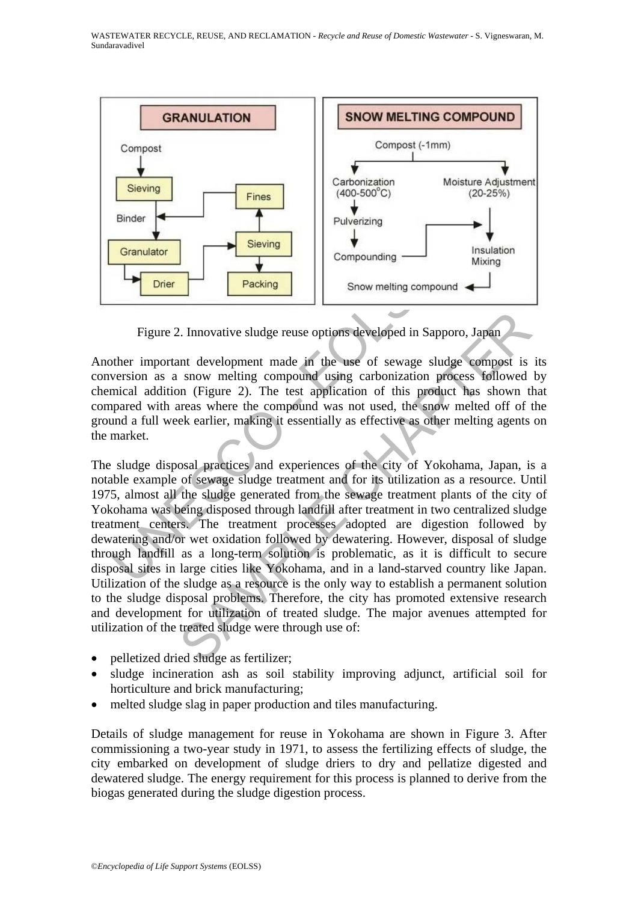Figure 2. Innovative sludge reuse options developed in Sapporo, Japan

Another important development made in the use of sewage sludge compost is its conversion as a snow melting compound using carbonization process followed by chemical addition (Figure 2). The test application of this product has shown that compared with areas where the compound was not used, the snow melted off of the ground a full week earlier, making it essentially as effective as other melting agents on the market.

The sludge disposal practices and experiences of the city of Yokohama, Japan, is a notable example of sewage sludge treatment and for its utilization as a resource. Until 1975, almost all the sludge generated from the sewage treatment plants of the city of Yokohama was being disposed through landfill after treatment in two centralized sludge treatment centers. The treatment processes adopted are digestion followed by dewatering and/or wet oxidation followed by dewatering. However, disposal of sludge through landfill as a long-term solution is problematic, as it is difficult to secure disposal sites in large cities like Yokohama, and in a land-starved country like Japan. Utilization of the sludge as a resource is the only way to establish a permanent solution to the sludge disposal problems. Therefore, the city has promoted extensive research and development for utilization of treated sludge. The major avenues attempted for utilization of the treated sludge were through use of:

- pelletized dried sludge as fertilizer;
- sludge incineration ash as soil stability improving adjunct, artificial soil for horticulture and brick manufacturing;
- melted sludge slag in paper production and tiles manufacturing.

Details of sludge management for reuse in Yokohama are shown in Figure 3. After commissioning a two-year study in 1971, to assess the fertilizing effects of sludge, the city embarked on development of sludge driers to dry and pellatize digested and dewatered sludge. The energy requirement for this process is planned to derive from the biogas generated during the sludge digestion process.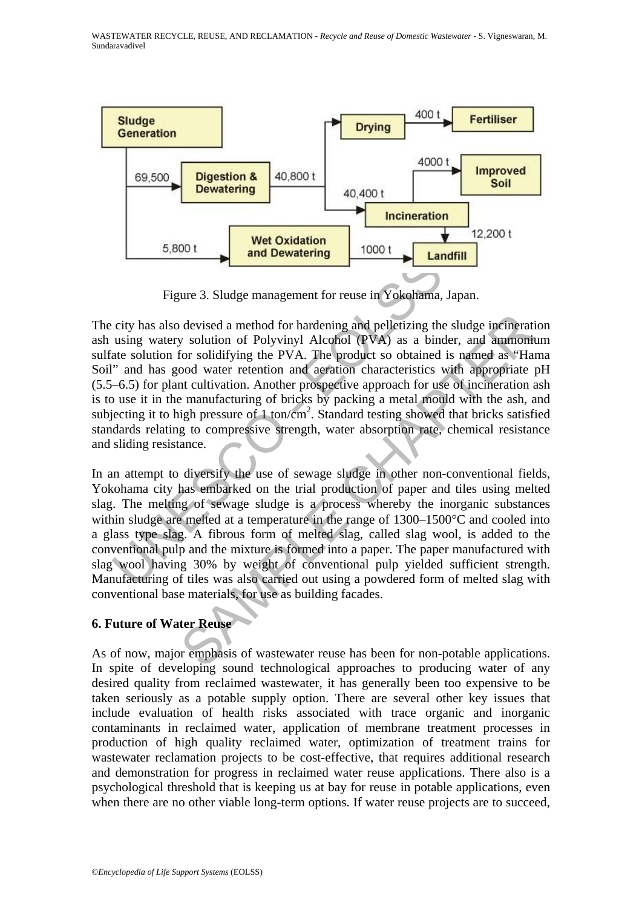Figure 3. Sludge management for reuse in Yokohama, Japan.

The city has also devised a method for hardening and pelletizing the sludge incineration ash using watery solution of Polyvinyl Alcohol (PVA) as a binder, and ammonium sulfate solution for solidifying the PVA. The product so obtained is named as "Hama Soil" and has good water retention and aeration characteristics with appropriate pH (5.5–6.5) for plant cultivation. Another prospective approach for use of incineration ash is to use it in the manufacturing of bricks by packing a metal mould with the ash, and subjecting it to high pressure of 1 ton/cm$^2$. Standard testing showed that bricks satisfied standards relating to compressive strength, water absorption rate, chemical resistance and sliding resistance.

In an attempt to diversify the use of sewage sludge in other non-conventional fields, Yokohama city has embarked on the trial production of paper and tiles using melted slag. The melting of sewage sludge is a process whereby the inorganic substances within sludge are melted at a temperature in the range of 1300–1500°C and cooled into a glass type slag. A fibrous form of melted slag, called slag wool, is added to the conventional pulp and the mixture is formed into a paper. The paper manufactured with slag wool having 30% by weight of conventional pulp yielded sufficient strength. Manufacturing of tiles was also carried out using a powdered form of melted slag with conventional base materials, for use as building facades.

## 6. Future of Water Reuse

As of now, major emphasis of wastewater reuse has been for non-potable applications. In spite of developing sound technological approaches to producing water of any desired quality from reclaimed wastewater, it has generally been too expensive to be taken seriously as a potable supply option. There are several other key issues that include evaluation of health risks associated with trace organic and inorganic contaminants in reclaimed water, application of membrane treatment processes in production of high quality reclaimed water, optimization of treatment trains for wastewater reclamation projects to be cost-effective, that requires additional research and demonstration for progress in reclaimed water reuse applications. There also is a psychological threshold that is keeping us at bay for reuse in potable applications, even when there are no other viable long-term options. If water reuse projects are to succeed,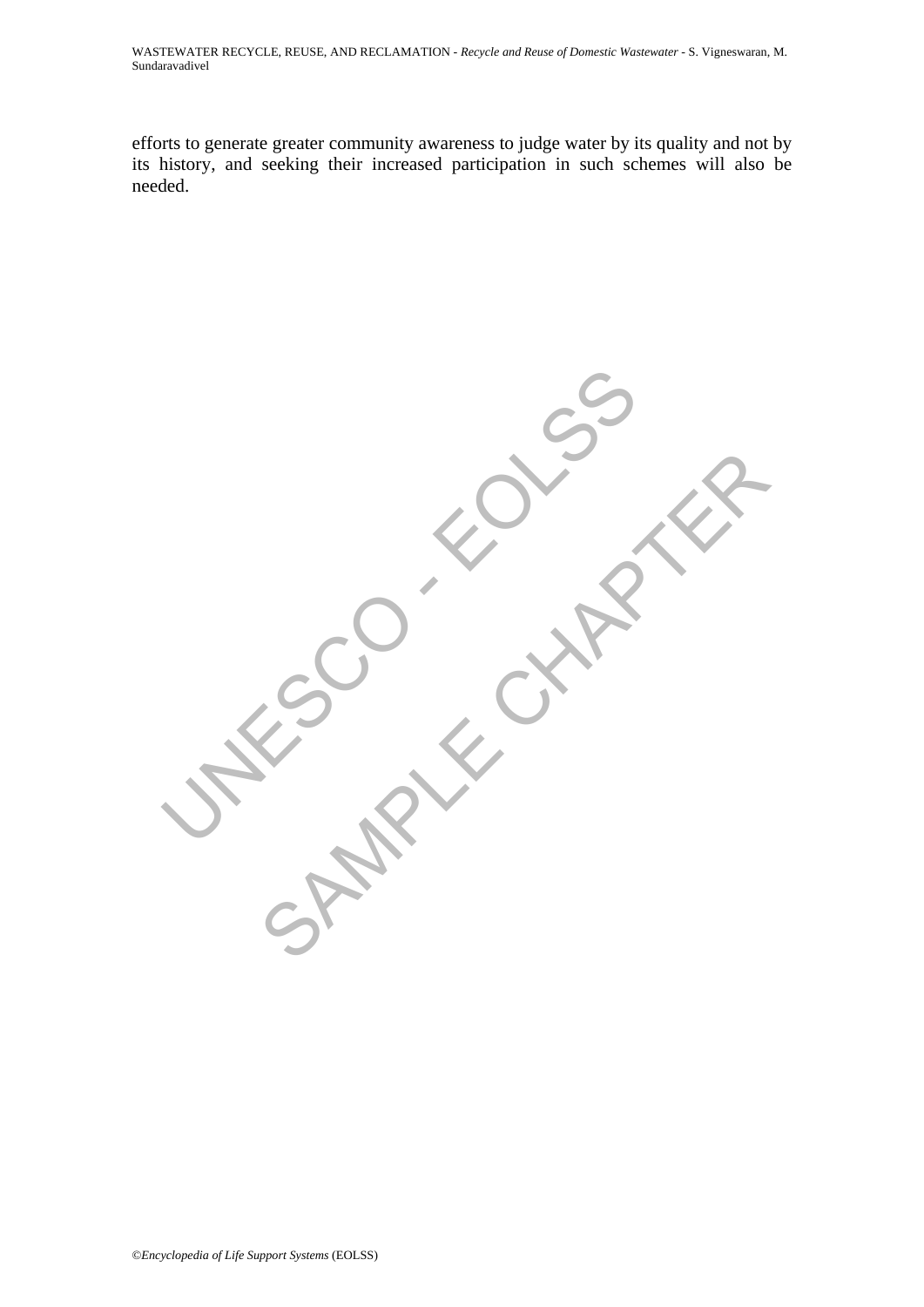efforts to generate greater community awareness to judge water by its quality and not by its history, and seeking their increased participation in such schemes will also be needed.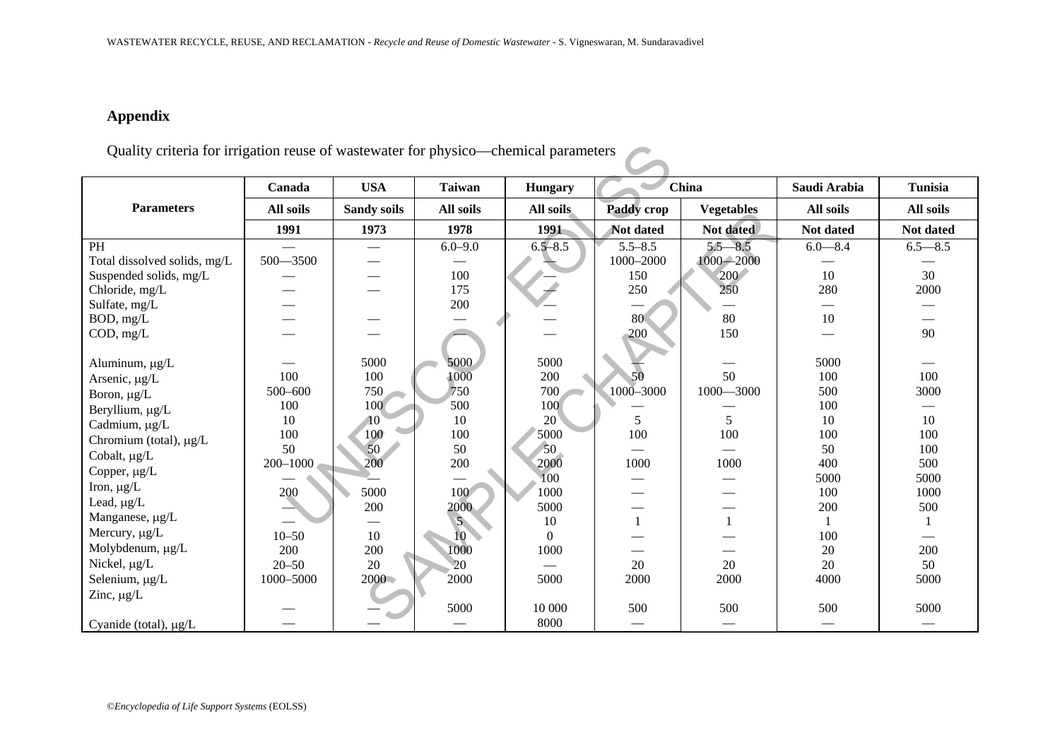## Appendix

Quality criteria for irrigation reuse of wastewater for physico—chemical parameters

| Parameters | Canada | USA | Taiwan | Hungary | China | | Saudi Arabia | Tunisia |
|---|---|---|---|---|---|---|---|---|
| | All soils | Sandy soils | All soils | All soils | Paddy crop | Vegetables | All soils | All soils |
| | 1991 | 1973 | 1978 | 1991 | Not dated | Not dated | Not dated | Not dated |
| PH | — | — | 6.0–9.0 | 6.5–8.5 | 5.5–8.5 | 5.5—8.5 | 6.0—8.4 | 6.5—8.5 |
| Total dissolved solids, mg/L | 500—3500 | — | — | — | 1000–2000 | 1000—2000 | — | — |
| Suspended solids, mg/L | — | — | 100 | — | 150 | 200 | 10 | 30 |
| Chloride, mg/L | — | — | 175 | — | 250 | 250 | 280 | 2000 |
| Sulfate, mg/L | — | | 200 | — | — | — | — | — |
| BOD, mg/L | — | — | — | — | 80 | 80 | 10 | — |
| COD, mg/L | — | — | — | — | 200 | 150 | — | 90 |
| Aluminum, µg/L | — | 5000 | 5000 | 5000 | — | — | 5000 | — |
| Arsenic, µg/L | 100 | 100 | 1000 | 200 | 50 | 50 | 100 | 100 |
| Boron, µg/L | 500–600 | 750 | 750 | 700 | 1000–3000 | 1000—3000 | 500 | 3000 |
| Beryllium, µg/L | 100 | 100 | 500 | 100 | — | — | 100 | — |
| Cadmium, µg/L | 10 | 10 | 10 | 20 | 5 | 5 | 10 | 10 |
| Chromium (total), µg/L | 100 | 100 | 100 | 5000 | 100 | 100 | 100 | 100 |
| Cobalt, µg/L | 50 | 50 | 50 | 50 | — | — | 50 | 100 |
| Copper, µg/L | 200–1000 | 200 | 200 | 2000 | 1000 | 1000 | 400 | 500 |
| Iron, µg/L | — | — | — | 100 | — | — | 5000 | 5000 |
| Lead, µg/L | 200 | 5000 | 100 | 1000 | — | — | 100 | 1000 |
| Manganese, µg/L | — | 200 | 2000 | 5000 | — | — | 200 | 500 |
| Mercury, µg/L | — | — | 5 | 10 | 1 | 1 | 1 | 1 |
| Molybdenum, µg/L | 10–50 | 10 | 10 | 0 | — | — | 100 | — |
| Nickel, µg/L | 200 | 200 | 1000 | 1000 | — | — | 20 | 200 |
| Selenium, µg/L | 20–50 | 20 | 20 | — | 20 | 20 | 20 | 50 |
| | 1000–5000 | 2000 | 2000 | 5000 | 2000 | 2000 | 4000 | 5000 |
| Zinc, µg/L | — | — | 5000 | 10 000 | 500 | 500 | 500 | 5000 |
| Cyanide (total), µg/L | — | — | — | 8000 | — | — | — | — |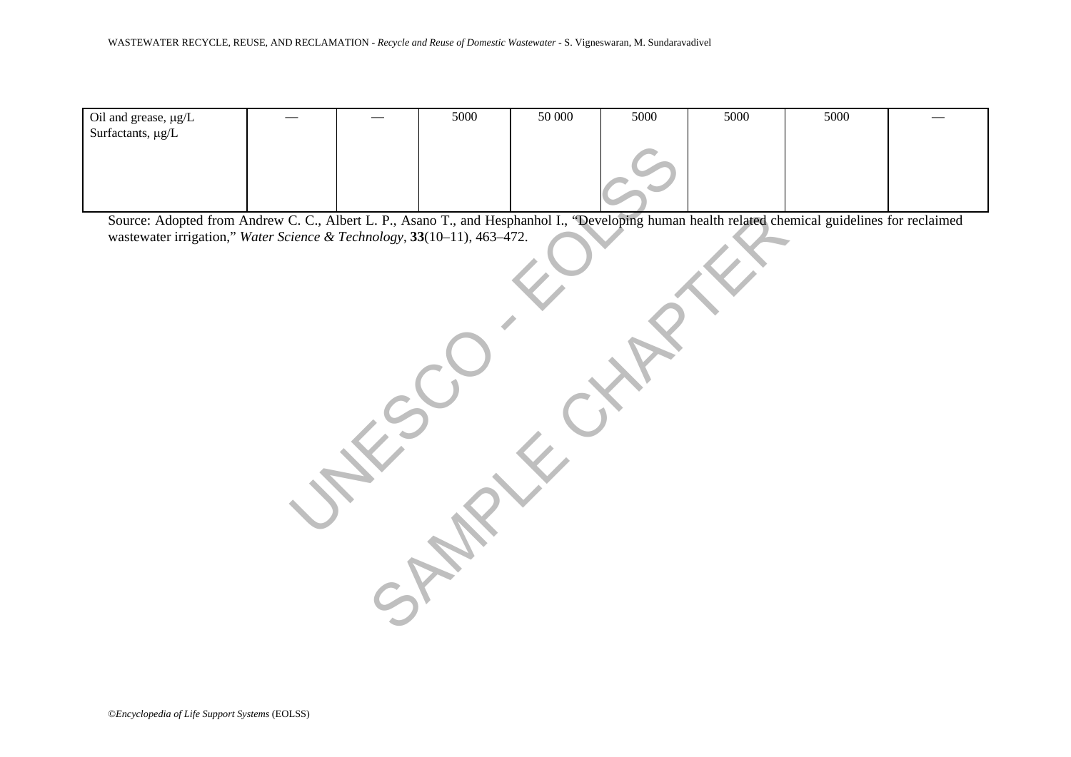| | | | | | | | | |
|---|---|---|---|---|---|---|---|---|
| Oil and grease, μg/L<br>Surfactants, μg/L | — | — | 5000 | 50 000 | 5000 | 5000 | 5000 | — |

Source: Adopted from Andrew C. C., Albert L. P., Asano T., and Hesphanhol I., "Developing human health related chemical guidelines for reclaimed wastewater irrigation," *Water Science & Technology*, **33**(10–11), 463–472.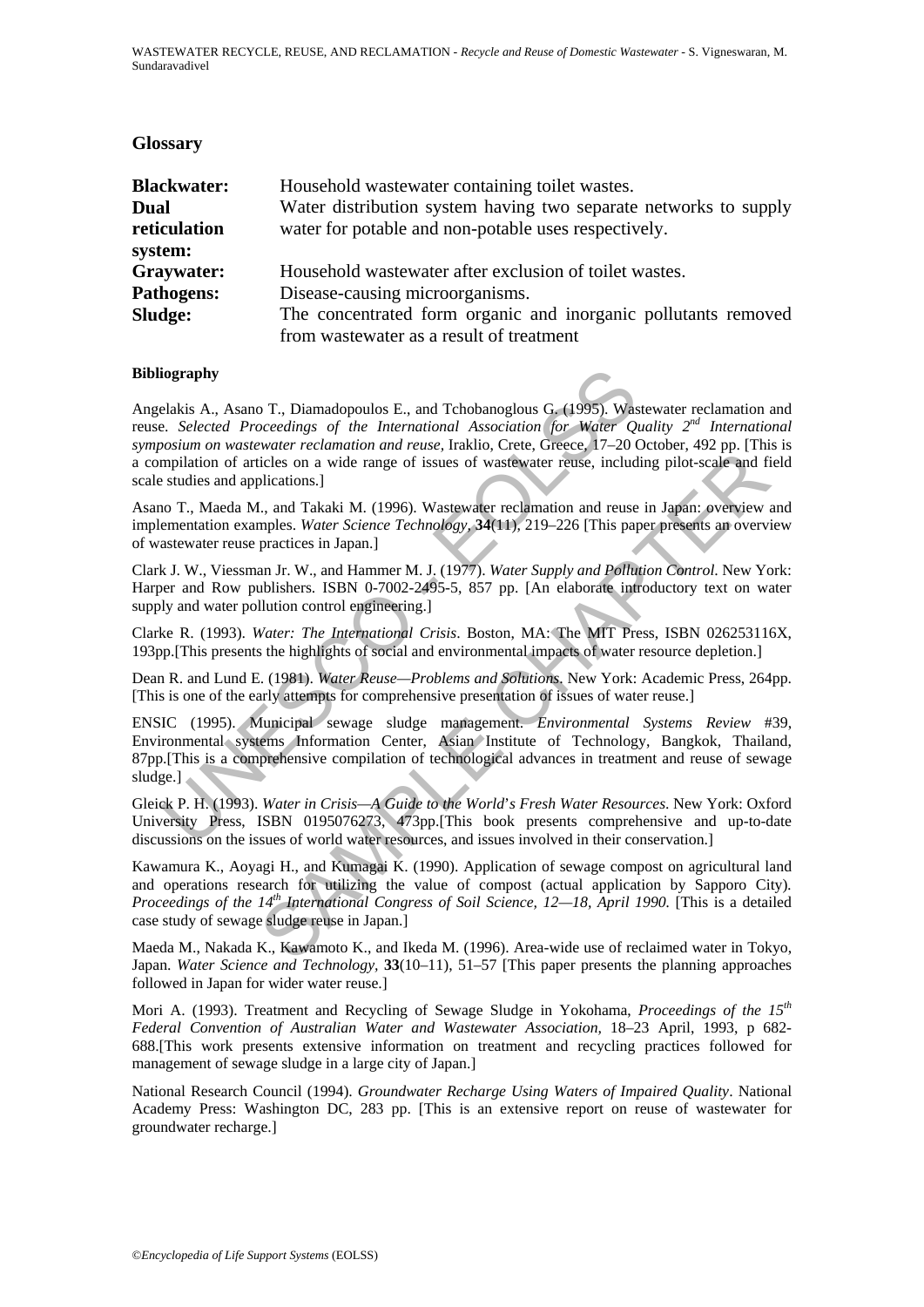## Glossary

| | |
|---|---|
| **Blackwater:** | Household wastewater containing toilet wastes. |
| **Dual reticulation system:** | Water distribution system having two separate networks to supply water for potable and non-potable uses respectively. |
| **Graywater:** | Household wastewater after exclusion of toilet wastes. |
| **Pathogens:** | Disease-causing microorganisms. |
| **Sludge:** | The concentrated form organic and inorganic pollutants removed from wastewater as a result of treatment |

#### Bibliography

Angelakis A., Asano T., Diamadopoulos E., and Tchobanoglous G. (1995). Wastewater reclamation and reuse. *Selected Proceedings of the International Association for Water Quality 2nd International symposium on wastewater reclamation and reuse*, Iraklio, Crete, Greece, 17–20 October, 492 pp. [This is a compilation of articles on a wide range of issues of wastewater reuse, including pilot-scale and field scale studies and applications.]

Asano T., Maeda M., and Takaki M. (1996). Wastewater reclamation and reuse in Japan: overview and implementation examples. *Water Science Technology*, **34**(11), 219–226 [This paper presents an overview of wastewater reuse practices in Japan.]

Clark J. W., Viessman Jr. W., and Hammer M. J. (1977). *Water Supply and Pollution Control*. New York: Harper and Row publishers. ISBN 0-7002-2495-5, 857 pp. [An elaborate introductory text on water supply and water pollution control engineering.]

Clarke R. (1993). *Water: The International Crisis*. Boston, MA: The MIT Press, ISBN 026253116X, 193pp.[This presents the highlights of social and environmental impacts of water resource depletion.]

Dean R. and Lund E. (1981). *Water Reuse—Problems and Solutions*. New York: Academic Press, 264pp. [This is one of the early attempts for comprehensive presentation of issues of water reuse.]

ENSIC (1995). Municipal sewage sludge management. *Environmental Systems Review* #39, Environmental systems Information Center, Asian Institute of Technology, Bangkok, Thailand, 87pp.[This is a comprehensive compilation of technological advances in treatment and reuse of sewage sludge.]

Gleick P. H. (1993). *Water in Crisis—A Guide to the World's Fresh Water Resources*. New York: Oxford University Press, ISBN 0195076273, 473pp.[This book presents comprehensive and up-to-date discussions on the issues of world water resources, and issues involved in their conservation.]

Kawamura K., Aoyagi H., and Kumagai K. (1990). Application of sewage compost on agricultural land and operations research for utilizing the value of compost (actual application by Sapporo City). *Proceedings of the 14th International Congress of Soil Science, 12—18, April 1990*. [This is a detailed case study of sewage sludge reuse in Japan.]

Maeda M., Nakada K., Kawamoto K., and Ikeda M. (1996). Area-wide use of reclaimed water in Tokyo, Japan. *Water Science and Technology*, **33**(10–11), 51–57 [This paper presents the planning approaches followed in Japan for wider water reuse.]

Mori A. (1993). Treatment and Recycling of Sewage Sludge in Yokohama, *Proceedings of the 15th Federal Convention of Australian Water and Wastewater Association*, 18–23 April, 1993, p 682-688.[This work presents extensive information on treatment and recycling practices followed for management of sewage sludge in a large city of Japan.]

National Research Council (1994). *Groundwater Recharge Using Waters of Impaired Quality*. National Academy Press: Washington DC, 283 pp. [This is an extensive report on reuse of wastewater for groundwater recharge.]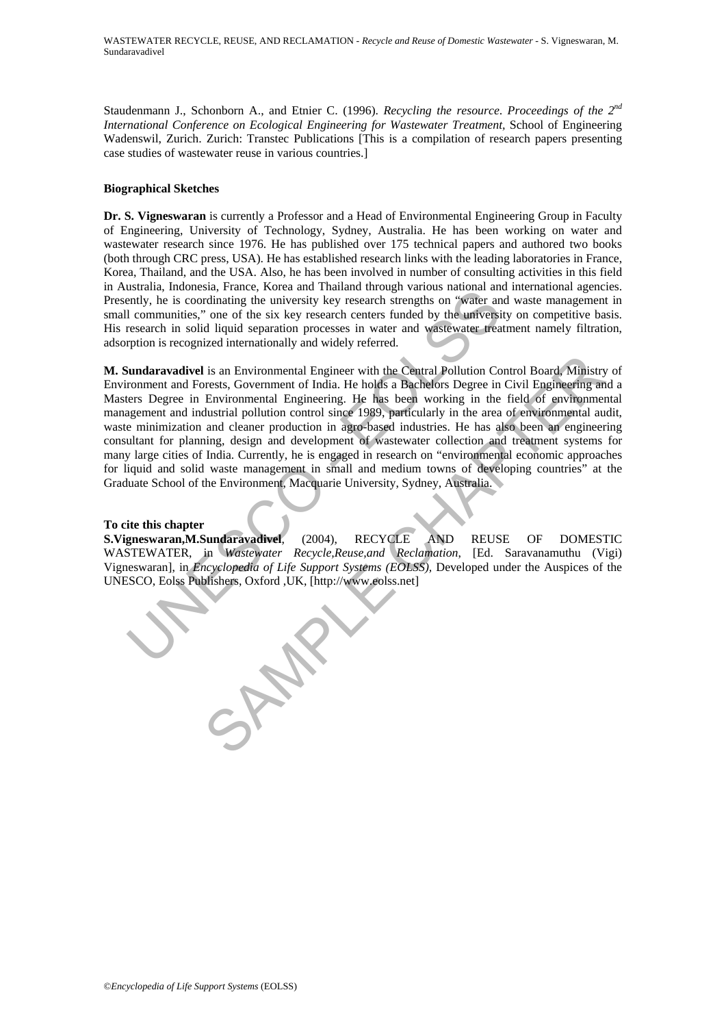Staudenmann J., Schonborn A., and Etnier C. (1996). *Recycling the resource. Proceedings of the 2nd International Conference on Ecological Engineering for Wastewater Treatment*, School of Engineering Wadenswil, Zurich. Zurich: Transtec Publications [This is a compilation of research papers presenting case studies of wastewater reuse in various countries.]

**Biographical Sketches**

**Dr. S. Vigneswaran** is currently a Professor and a Head of Environmental Engineering Group in Faculty of Engineering, University of Technology, Sydney, Australia. He has been working on water and wastewater research since 1976. He has published over 175 technical papers and authored two books (both through CRC press, USA). He has established research links with the leading laboratories in France, Korea, Thailand, and the USA. Also, he has been involved in number of consulting activities in this field in Australia, Indonesia, France, Korea and Thailand through various national and international agencies. Presently, he is coordinating the university key research strengths on "water and waste management in small communities," one of the six key research centers funded by the university on competitive basis. His research in solid liquid separation processes in water and wastewater treatment namely filtration, adsorption is recognized internationally and widely referred.

**M. Sundaravadivel** is an Environmental Engineer with the Central Pollution Control Board, Ministry of Environment and Forests, Government of India. He holds a Bachelors Degree in Civil Engineering and a Masters Degree in Environmental Engineering. He has been working in the field of environmental management and industrial pollution control since 1989, particularly in the area of environmental audit, waste minimization and cleaner production in agro-based industries. He has also been an engineering consultant for planning, design and development of wastewater collection and treatment systems for many large cities of India. Currently, he is engaged in research on "environmental economic approaches for liquid and solid waste management in small and medium towns of developing countries" at the Graduate School of the Environment, Macquarie University, Sydney, Australia.

**To cite this chapter**

**S.Vigneswaran,M.Sundaravadivel**, (2004), RECYCLE AND REUSE OF DOMESTIC WASTEWATER, in *Wastewater Recycle,Reuse,and Reclamation*, [Ed. Saravanamuthu (Vigi) Vigneswaran], in *Encyclopedia of Life Support Systems (EOLSS)*, Developed under the Auspices of the UNESCO, Eolss Publishers, Oxford ,UK, [http://www.eolss.net]